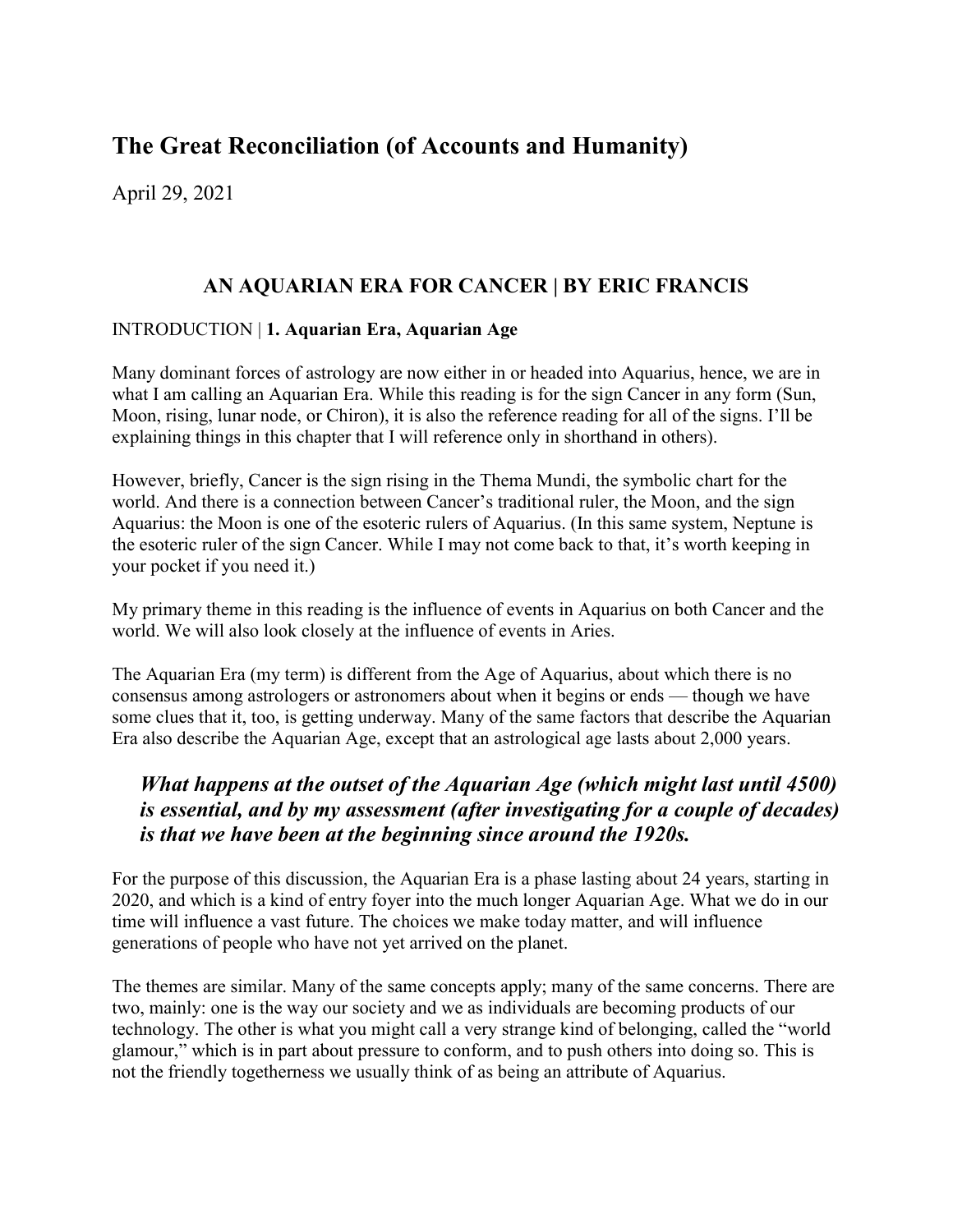# The Great Reconciliation (of Accounts and Humanity)

April 29, 2021

## AN AQUARIAN ERA FOR CANCER | BY ERIC FRANCIS

### INTRODUCTION | **1. Aquarian Era, Aquarian Age**

Many dominant forces of astrology are now either in or headed into Aquarius, hence, we are in what I am calling an Aquarian Era. While this reading is for the sign Cancer in any form (Sun, Moon, rising, lunar node, or Chiron), it is also the reference reading for all of the signs. I'll be explaining things in this chapter that I will reference only in shorthand in others).

However, briefly, Cancer is the sign rising in the Thema Mundi, the symbolic chart for the world. And there is a connection between Cancer's traditional ruler, the Moon, and the sign Aquarius: the Moon is one of the esoteric rulers of Aquarius. (In this same system, Neptune is the esoteric ruler of the sign Cancer. While I may not come back to that, it's worth keeping in your pocket if you need it.)

My primary theme in this reading is the influence of events in Aquarius on both Cancer and the world. We will also look closely at the influence of events in Aries.

The Aquarian Era (my term) is different from the Age of Aquarius, about which there is no consensus among astrologers or astronomers about when it begins or ends — though we have some clues that it, too, is getting underway. Many of the same factors that describe the Aquarian Era also describe the Aquarian Age, except that an astrological age lasts about 2,000 years.

> ***What happens at the outset of the Aquarian Age (which might last until 4500) is essential, and by my assessment (after investigating for a couple of decades) is that we have been at the beginning since around the 1920s.***

For the purpose of this discussion, the Aquarian Era is a phase lasting about 24 years, starting in 2020, and which is a kind of entry foyer into the much longer Aquarian Age. What we do in our time will influence a vast future. The choices we make today matter, and will influence generations of people who have not yet arrived on the planet.

The themes are similar. Many of the same concepts apply; many of the same concerns. There are two, mainly: one is the way our society and we as individuals are becoming products of our technology. The other is what you might call a very strange kind of belonging, called the "world glamour," which is in part about pressure to conform, and to push others into doing so. This is not the friendly togetherness we usually think of as being an attribute of Aquarius.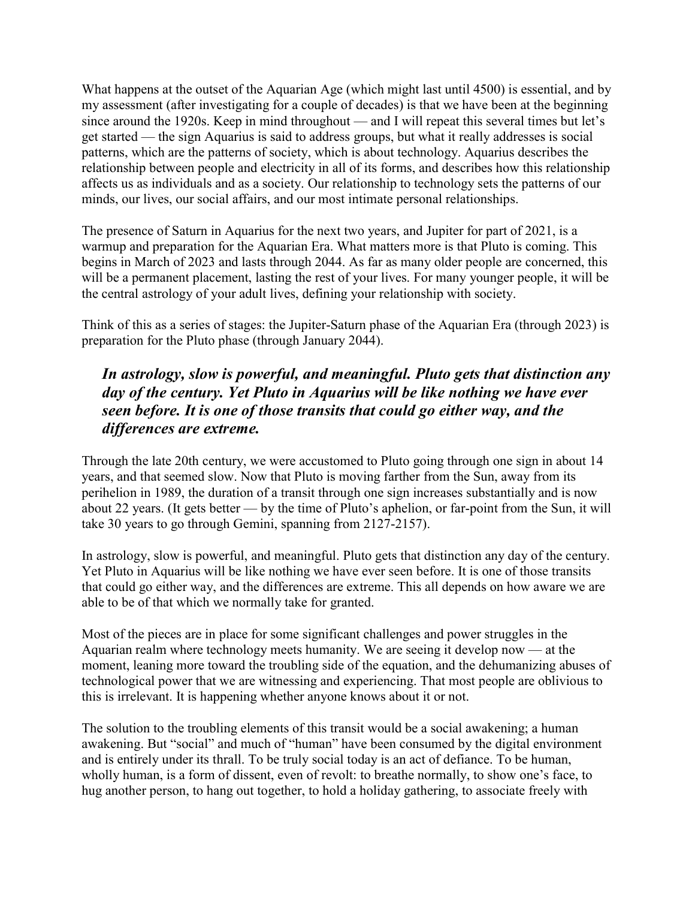What happens at the outset of the Aquarian Age (which might last until 4500) is essential, and by my assessment (after investigating for a couple of decades) is that we have been at the beginning since around the 1920s. Keep in mind throughout — and I will repeat this several times but let's get started — the sign Aquarius is said to address groups, but what it really addresses is social patterns, which are the patterns of society, which is about technology. Aquarius describes the relationship between people and electricity in all of its forms, and describes how this relationship affects us as individuals and as a society. Our relationship to technology sets the patterns of our minds, our lives, our social affairs, and our most intimate personal relationships.

The presence of Saturn in Aquarius for the next two years, and Jupiter for part of 2021, is a warmup and preparation for the Aquarian Era. What matters more is that Pluto is coming. This begins in March of 2023 and lasts through 2044. As far as many older people are concerned, this will be a permanent placement, lasting the rest of your lives. For many younger people, it will be the central astrology of your adult lives, defining your relationship with society.

Think of this as a series of stages: the Jupiter-Saturn phase of the Aquarian Era (through 2023) is preparation for the Pluto phase (through January 2044).

> ***In astrology, slow is powerful, and meaningful. Pluto gets that distinction any day of the century. Yet Pluto in Aquarius will be like nothing we have ever seen before. It is one of those transits that could go either way, and the differences are extreme.***

Through the late 20th century, we were accustomed to Pluto going through one sign in about 14 years, and that seemed slow. Now that Pluto is moving farther from the Sun, away from its perihelion in 1989, the duration of a transit through one sign increases substantially and is now about 22 years. (It gets better — by the time of Pluto's aphelion, or far-point from the Sun, it will take 30 years to go through Gemini, spanning from 2127-2157).

In astrology, slow is powerful, and meaningful. Pluto gets that distinction any day of the century. Yet Pluto in Aquarius will be like nothing we have ever seen before. It is one of those transits that could go either way, and the differences are extreme. This all depends on how aware we are able to be of that which we normally take for granted.

Most of the pieces are in place for some significant challenges and power struggles in the Aquarian realm where technology meets humanity. We are seeing it develop now — at the moment, leaning more toward the troubling side of the equation, and the dehumanizing abuses of technological power that we are witnessing and experiencing. That most people are oblivious to this is irrelevant. It is happening whether anyone knows about it or not.

The solution to the troubling elements of this transit would be a social awakening; a human awakening. But "social" and much of "human" have been consumed by the digital environment and is entirely under its thrall. To be truly social today is an act of defiance. To be human, wholly human, is a form of dissent, even of revolt: to breathe normally, to show one's face, to hug another person, to hang out together, to hold a holiday gathering, to associate freely with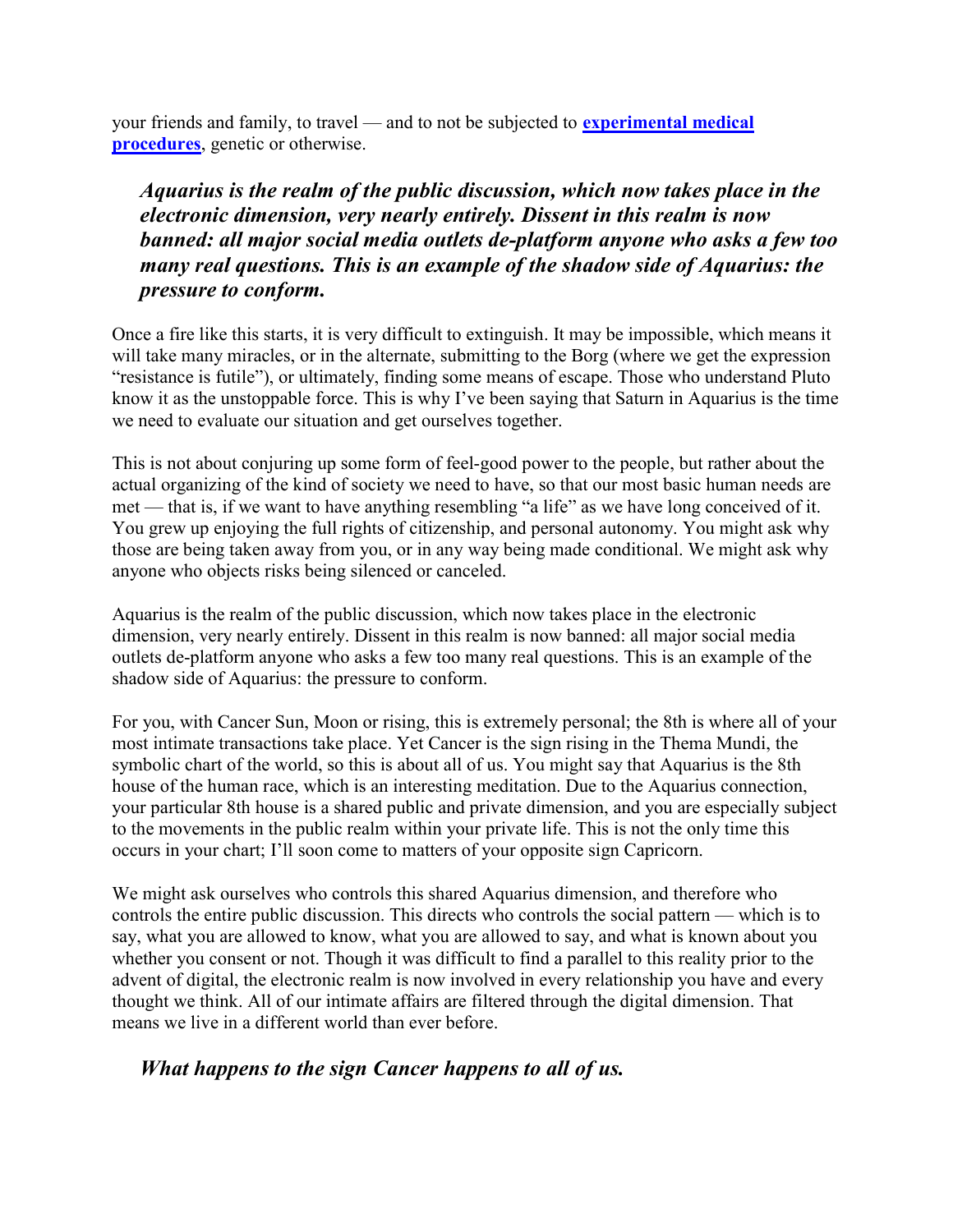your friends and family, to travel — and to not be subjected to **experimental medical procedures**, genetic or otherwise.

> ***Aquarius is the realm of the public discussion, which now takes place in the electronic dimension, very nearly entirely. Dissent in this realm is now banned: all major social media outlets de-platform anyone who asks a few too many real questions. This is an example of the shadow side of Aquarius: the pressure to conform.***

Once a fire like this starts, it is very difficult to extinguish. It may be impossible, which means it will take many miracles, or in the alternate, submitting to the Borg (where we get the expression "resistance is futile"), or ultimately, finding some means of escape. Those who understand Pluto know it as the unstoppable force. This is why I've been saying that Saturn in Aquarius is the time we need to evaluate our situation and get ourselves together.

This is not about conjuring up some form of feel-good power to the people, but rather about the actual organizing of the kind of society we need to have, so that our most basic human needs are met — that is, if we want to have anything resembling "a life" as we have long conceived of it. You grew up enjoying the full rights of citizenship, and personal autonomy. You might ask why those are being taken away from you, or in any way being made conditional. We might ask why anyone who objects risks being silenced or canceled.

Aquarius is the realm of the public discussion, which now takes place in the electronic dimension, very nearly entirely. Dissent in this realm is now banned: all major social media outlets de-platform anyone who asks a few too many real questions. This is an example of the shadow side of Aquarius: the pressure to conform.

For you, with Cancer Sun, Moon or rising, this is extremely personal; the 8th is where all of your most intimate transactions take place. Yet Cancer is the sign rising in the Thema Mundi, the symbolic chart of the world, so this is about all of us. You might say that Aquarius is the 8th house of the human race, which is an interesting meditation. Due to the Aquarius connection, your particular 8th house is a shared public and private dimension, and you are especially subject to the movements in the public realm within your private life. This is not the only time this occurs in your chart; I'll soon come to matters of your opposite sign Capricorn.

We might ask ourselves who controls this shared Aquarius dimension, and therefore who controls the entire public discussion. This directs who controls the social pattern — which is to say, what you are allowed to know, what you are allowed to say, and what is known about you whether you consent or not. Though it was difficult to find a parallel to this reality prior to the advent of digital, the electronic realm is now involved in every relationship you have and every thought we think. All of our intimate affairs are filtered through the digital dimension. That means we live in a different world than ever before.

> ***What happens to the sign Cancer happens to all of us.***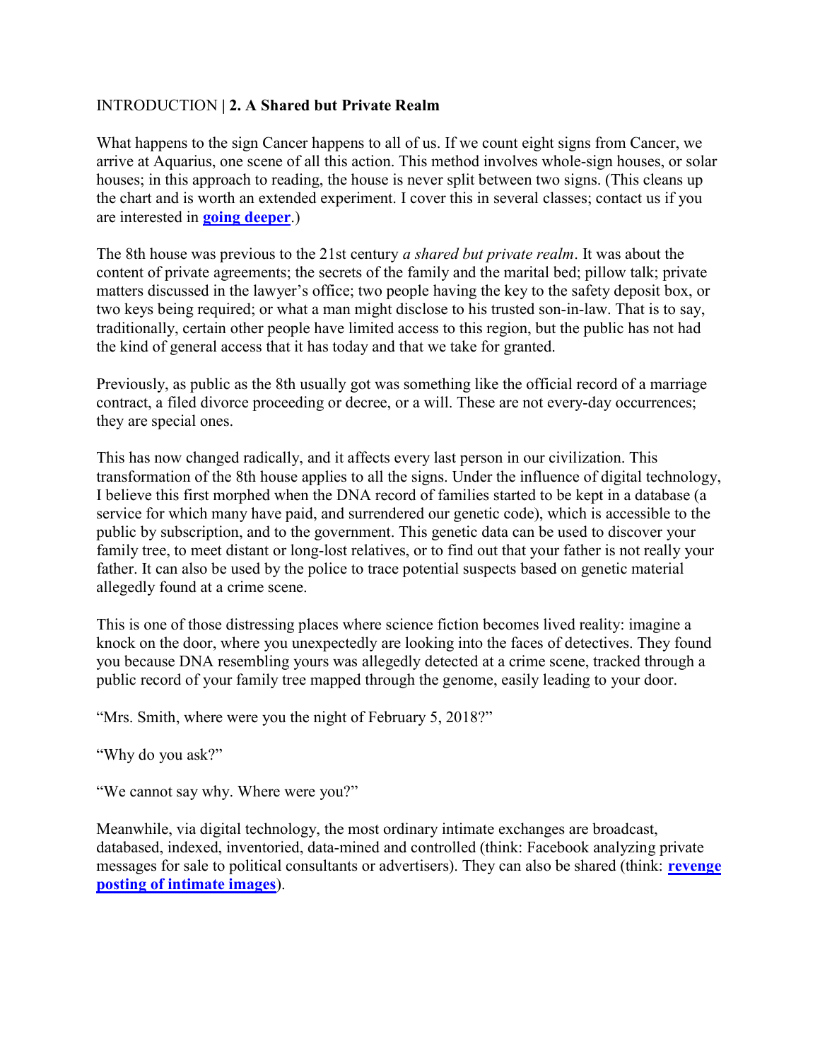INTRODUCTION | **2. A Shared but Private Realm**

What happens to the sign Cancer happens to all of us. If we count eight signs from Cancer, we arrive at Aquarius, one scene of all this action. This method involves whole-sign houses, or solar houses; in this approach to reading, the house is never split between two signs. (This cleans up the chart and is worth an extended experiment. I cover this in several classes; contact us if you are interested in **going deeper**.)

The 8th house was previous to the 21st century *a shared but private realm*. It was about the content of private agreements; the secrets of the family and the marital bed; pillow talk; private matters discussed in the lawyer's office; two people having the key to the safety deposit box, or two keys being required; or what a man might disclose to his trusted son-in-law. That is to say, traditionally, certain other people have limited access to this region, but the public has not had the kind of general access that it has today and that we take for granted.

Previously, as public as the 8th usually got was something like the official record of a marriage contract, a filed divorce proceeding or decree, or a will. These are not every-day occurrences; they are special ones.

This has now changed radically, and it affects every last person in our civilization. This transformation of the 8th house applies to all the signs. Under the influence of digital technology, I believe this first morphed when the DNA record of families started to be kept in a database (a service for which many have paid, and surrendered our genetic code), which is accessible to the public by subscription, and to the government. This genetic data can be used to discover your family tree, to meet distant or long-lost relatives, or to find out that your father is not really your father. It can also be used by the police to trace potential suspects based on genetic material allegedly found at a crime scene.

This is one of those distressing places where science fiction becomes lived reality: imagine a knock on the door, where you unexpectedly are looking into the faces of detectives. They found you because DNA resembling yours was allegedly detected at a crime scene, tracked through a public record of your family tree mapped through the genome, easily leading to your door.

"Mrs. Smith, where were you the night of February 5, 2018?"

"Why do you ask?"

"We cannot say why. Where were you?"

Meanwhile, via digital technology, the most ordinary intimate exchanges are broadcast, databased, indexed, inventoried, data-mined and controlled (think: Facebook analyzing private messages for sale to political consultants or advertisers). They can also be shared (think: **revenge posting of intimate images**).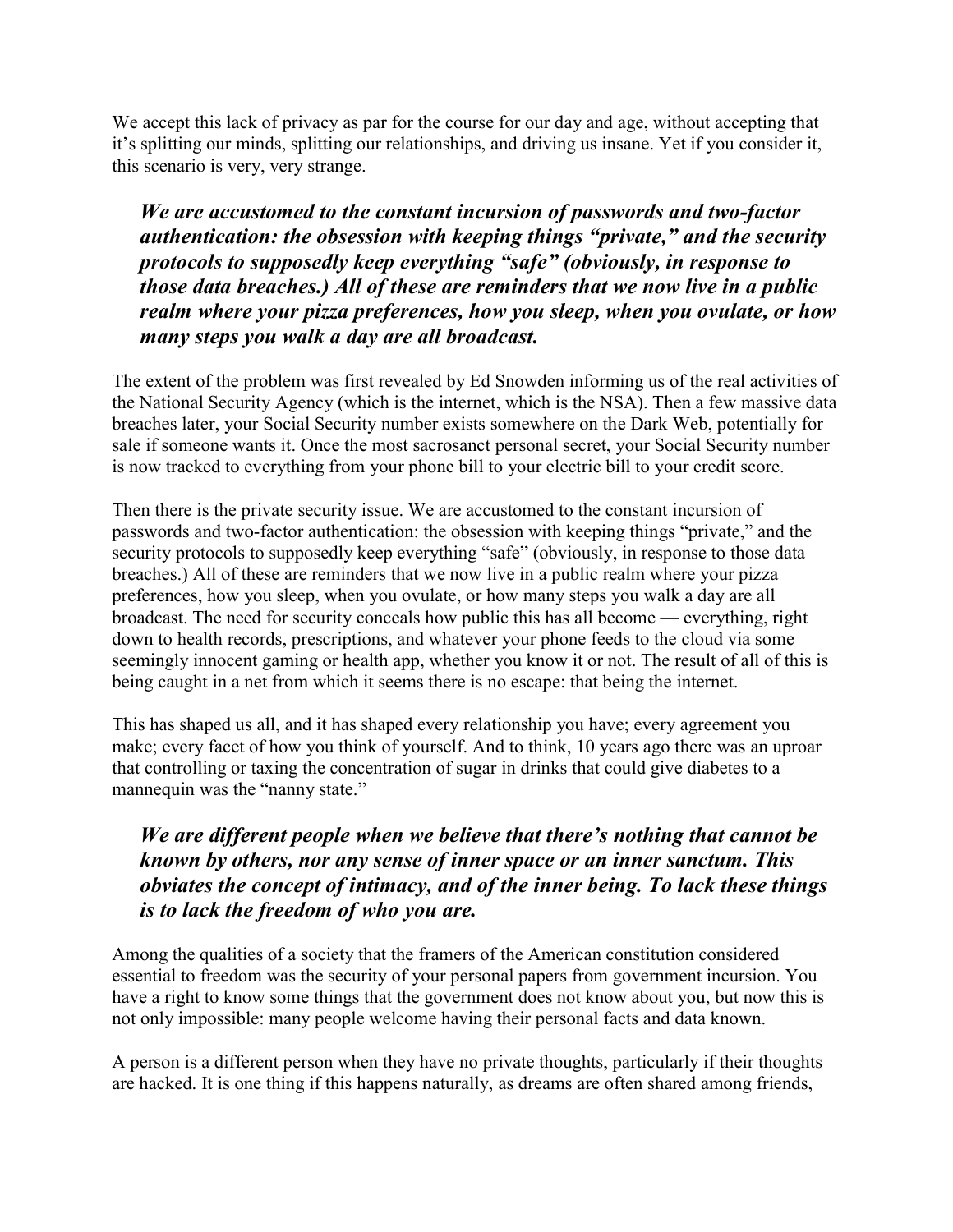We accept this lack of privacy as par for the course for our day and age, without accepting that it's splitting our minds, splitting our relationships, and driving us insane. Yet if you consider it, this scenario is very, very strange.

> ***We are accustomed to the constant incursion of passwords and two-factor authentication: the obsession with keeping things "private," and the security protocols to supposedly keep everything "safe" (obviously, in response to those data breaches.) All of these are reminders that we now live in a public realm where your pizza preferences, how you sleep, when you ovulate, or how many steps you walk a day are all broadcast.***

The extent of the problem was first revealed by Ed Snowden informing us of the real activities of the National Security Agency (which is the internet, which is the NSA). Then a few massive data breaches later, your Social Security number exists somewhere on the Dark Web, potentially for sale if someone wants it. Once the most sacrosanct personal secret, your Social Security number is now tracked to everything from your phone bill to your electric bill to your credit score.

Then there is the private security issue. We are accustomed to the constant incursion of passwords and two-factor authentication: the obsession with keeping things "private," and the security protocols to supposedly keep everything "safe" (obviously, in response to those data breaches.) All of these are reminders that we now live in a public realm where your pizza preferences, how you sleep, when you ovulate, or how many steps you walk a day are all broadcast. The need for security conceals how public this has all become — everything, right down to health records, prescriptions, and whatever your phone feeds to the cloud via some seemingly innocent gaming or health app, whether you know it or not. The result of all of this is being caught in a net from which it seems there is no escape: that being the internet.

This has shaped us all, and it has shaped every relationship you have; every agreement you make; every facet of how you think of yourself. And to think, 10 years ago there was an uproar that controlling or taxing the concentration of sugar in drinks that could give diabetes to a mannequin was the "nanny state."

> ***We are different people when we believe that there's nothing that cannot be known by others, nor any sense of inner space or an inner sanctum. This obviates the concept of intimacy, and of the inner being. To lack these things is to lack the freedom of who you are.***

Among the qualities of a society that the framers of the American constitution considered essential to freedom was the security of your personal papers from government incursion. You have a right to know some things that the government does not know about you, but now this is not only impossible: many people welcome having their personal facts and data known.

A person is a different person when they have no private thoughts, particularly if their thoughts are hacked. It is one thing if this happens naturally, as dreams are often shared among friends,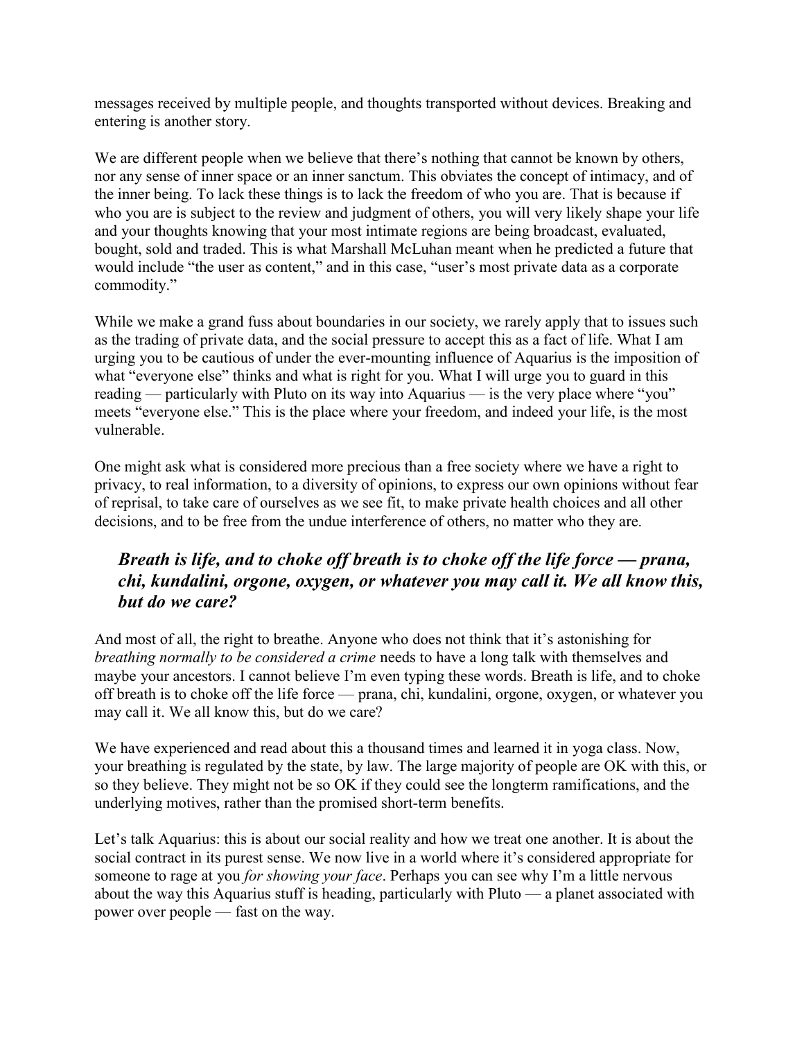messages received by multiple people, and thoughts transported without devices. Breaking and entering is another story.

We are different people when we believe that there's nothing that cannot be known by others, nor any sense of inner space or an inner sanctum. This obviates the concept of intimacy, and of the inner being. To lack these things is to lack the freedom of who you are. That is because if who you are is subject to the review and judgment of others, you will very likely shape your life and your thoughts knowing that your most intimate regions are being broadcast, evaluated, bought, sold and traded. This is what Marshall McLuhan meant when he predicted a future that would include "the user as content," and in this case, "user's most private data as a corporate commodity."

While we make a grand fuss about boundaries in our society, we rarely apply that to issues such as the trading of private data, and the social pressure to accept this as a fact of life. What I am urging you to be cautious of under the ever-mounting influence of Aquarius is the imposition of what "everyone else" thinks and what is right for you. What I will urge you to guard in this reading — particularly with Pluto on its way into Aquarius — is the very place where "you" meets "everyone else." This is the place where your freedom, and indeed your life, is the most vulnerable.

One might ask what is considered more precious than a free society where we have a right to privacy, to real information, to a diversity of opinions, to express our own opinions without fear of reprisal, to take care of ourselves as we see fit, to make private health choices and all other decisions, and to be free from the undue interference of others, no matter who they are.

> ***Breath is life, and to choke off breath is to choke off the life force — prana, chi, kundalini, orgone, oxygen, or whatever you may call it. We all know this, but do we care?***

And most of all, the right to breathe. Anyone who does not think that it's astonishing for *breathing normally to be considered a crime* needs to have a long talk with themselves and maybe your ancestors. I cannot believe I'm even typing these words. Breath is life, and to choke off breath is to choke off the life force — prana, chi, kundalini, orgone, oxygen, or whatever you may call it. We all know this, but do we care?

We have experienced and read about this a thousand times and learned it in yoga class. Now, your breathing is regulated by the state, by law. The large majority of people are OK with this, or so they believe. They might not be so OK if they could see the longterm ramifications, and the underlying motives, rather than the promised short-term benefits.

Let's talk Aquarius: this is about our social reality and how we treat one another. It is about the social contract in its purest sense. We now live in a world where it's considered appropriate for someone to rage at you *for showing your face*. Perhaps you can see why I'm a little nervous about the way this Aquarius stuff is heading, particularly with Pluto — a planet associated with power over people — fast on the way.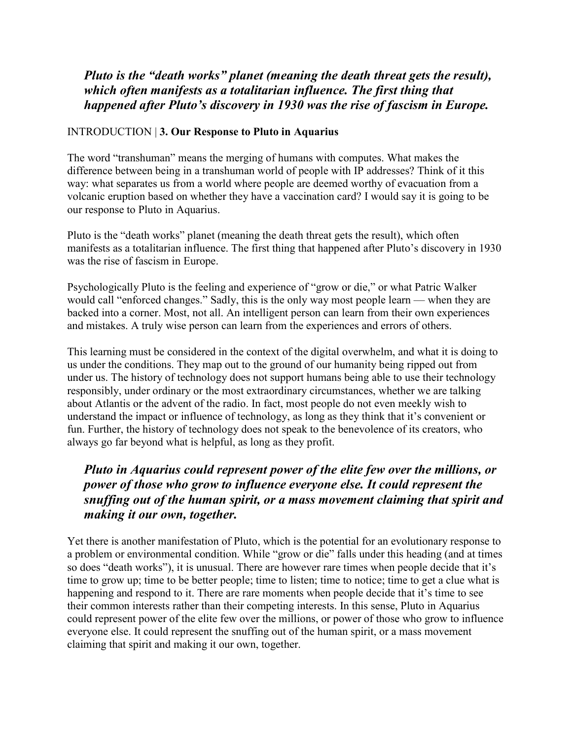***Pluto is the "death works" planet (meaning the death threat gets the result), which often manifests as a totalitarian influence. The first thing that happened after Pluto's discovery in 1930 was the rise of fascism in Europe.***

INTRODUCTION | **3. Our Response to Pluto in Aquarius**

The word "transhuman" means the merging of humans with computes. What makes the difference between being in a transhuman world of people with IP addresses? Think of it this way: what separates us from a world where people are deemed worthy of evacuation from a volcanic eruption based on whether they have a vaccination card? I would say it is going to be our response to Pluto in Aquarius.

Pluto is the "death works" planet (meaning the death threat gets the result), which often manifests as a totalitarian influence. The first thing that happened after Pluto's discovery in 1930 was the rise of fascism in Europe.

Psychologically Pluto is the feeling and experience of "grow or die," or what Patric Walker would call "enforced changes." Sadly, this is the only way most people learn — when they are backed into a corner. Most, not all. An intelligent person can learn from their own experiences and mistakes. A truly wise person can learn from the experiences and errors of others.

This learning must be considered in the context of the digital overwhelm, and what it is doing to us under the conditions. They map out to the ground of our humanity being ripped out from under us. The history of technology does not support humans being able to use their technology responsibly, under ordinary or the most extraordinary circumstances, whether we are talking about Atlantis or the advent of the radio. In fact, most people do not even meekly wish to understand the impact or influence of technology, as long as they think that it's convenient or fun. Further, the history of technology does not speak to the benevolence of its creators, who always go far beyond what is helpful, as long as they profit.

***Pluto in Aquarius could represent power of the elite few over the millions, or power of those who grow to influence everyone else. It could represent the snuffing out of the human spirit, or a mass movement claiming that spirit and making it our own, together.***

Yet there is another manifestation of Pluto, which is the potential for an evolutionary response to a problem or environmental condition. While "grow or die" falls under this heading (and at times so does "death works"), it is unusual. There are however rare times when people decide that it's time to grow up; time to be better people; time to listen; time to notice; time to get a clue what is happening and respond to it. There are rare moments when people decide that it's time to see their common interests rather than their competing interests. In this sense, Pluto in Aquarius could represent power of the elite few over the millions, or power of those who grow to influence everyone else. It could represent the snuffing out of the human spirit, or a mass movement claiming that spirit and making it our own, together.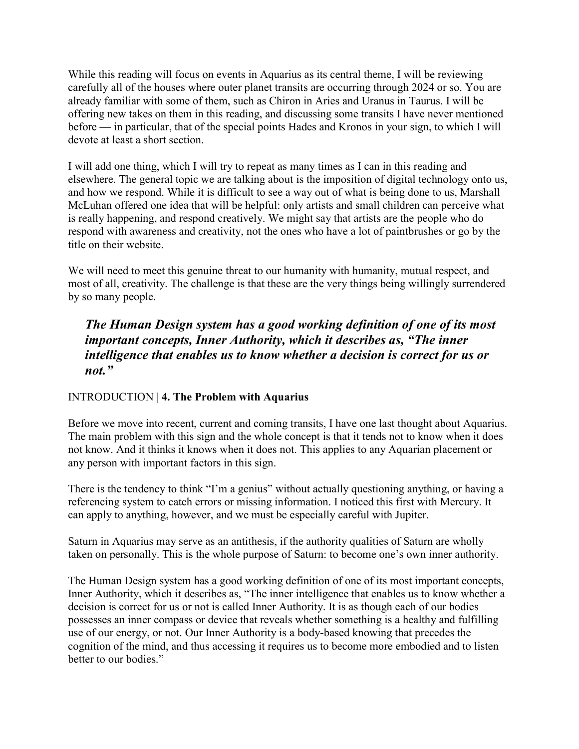While this reading will focus on events in Aquarius as its central theme, I will be reviewing carefully all of the houses where outer planet transits are occurring through 2024 or so. You are already familiar with some of them, such as Chiron in Aries and Uranus in Taurus. I will be offering new takes on them in this reading, and discussing some transits I have never mentioned before — in particular, that of the special points Hades and Kronos in your sign, to which I will devote at least a short section.

I will add one thing, which I will try to repeat as many times as I can in this reading and elsewhere. The general topic we are talking about is the imposition of digital technology onto us, and how we respond. While it is difficult to see a way out of what is being done to us, Marshall McLuhan offered one idea that will be helpful: only artists and small children can perceive what is really happening, and respond creatively. We might say that artists are the people who do respond with awareness and creativity, not the ones who have a lot of paintbrushes or go by the title on their website.

We will need to meet this genuine threat to our humanity with humanity, mutual respect, and most of all, creativity. The challenge is that these are the very things being willingly surrendered by so many people.

> ***The Human Design system has a good working definition of one of its most important concepts, Inner Authority, which it describes as, "The inner intelligence that enables us to know whether a decision is correct for us or not."***

## INTRODUCTION | **4. The Problem with Aquarius**

Before we move into recent, current and coming transits, I have one last thought about Aquarius. The main problem with this sign and the whole concept is that it tends not to know when it does not know. And it thinks it knows when it does not. This applies to any Aquarian placement or any person with important factors in this sign.

There is the tendency to think "I'm a genius" without actually questioning anything, or having a referencing system to catch errors or missing information. I noticed this first with Mercury. It can apply to anything, however, and we must be especially careful with Jupiter.

Saturn in Aquarius may serve as an antithesis, if the authority qualities of Saturn are wholly taken on personally. This is the whole purpose of Saturn: to become one's own inner authority.

The Human Design system has a good working definition of one of its most important concepts, Inner Authority, which it describes as, "The inner intelligence that enables us to know whether a decision is correct for us or not is called Inner Authority. It is as though each of our bodies possesses an inner compass or device that reveals whether something is a healthy and fulfilling use of our energy, or not. Our Inner Authority is a body-based knowing that precedes the cognition of the mind, and thus accessing it requires us to become more embodied and to listen better to our bodies."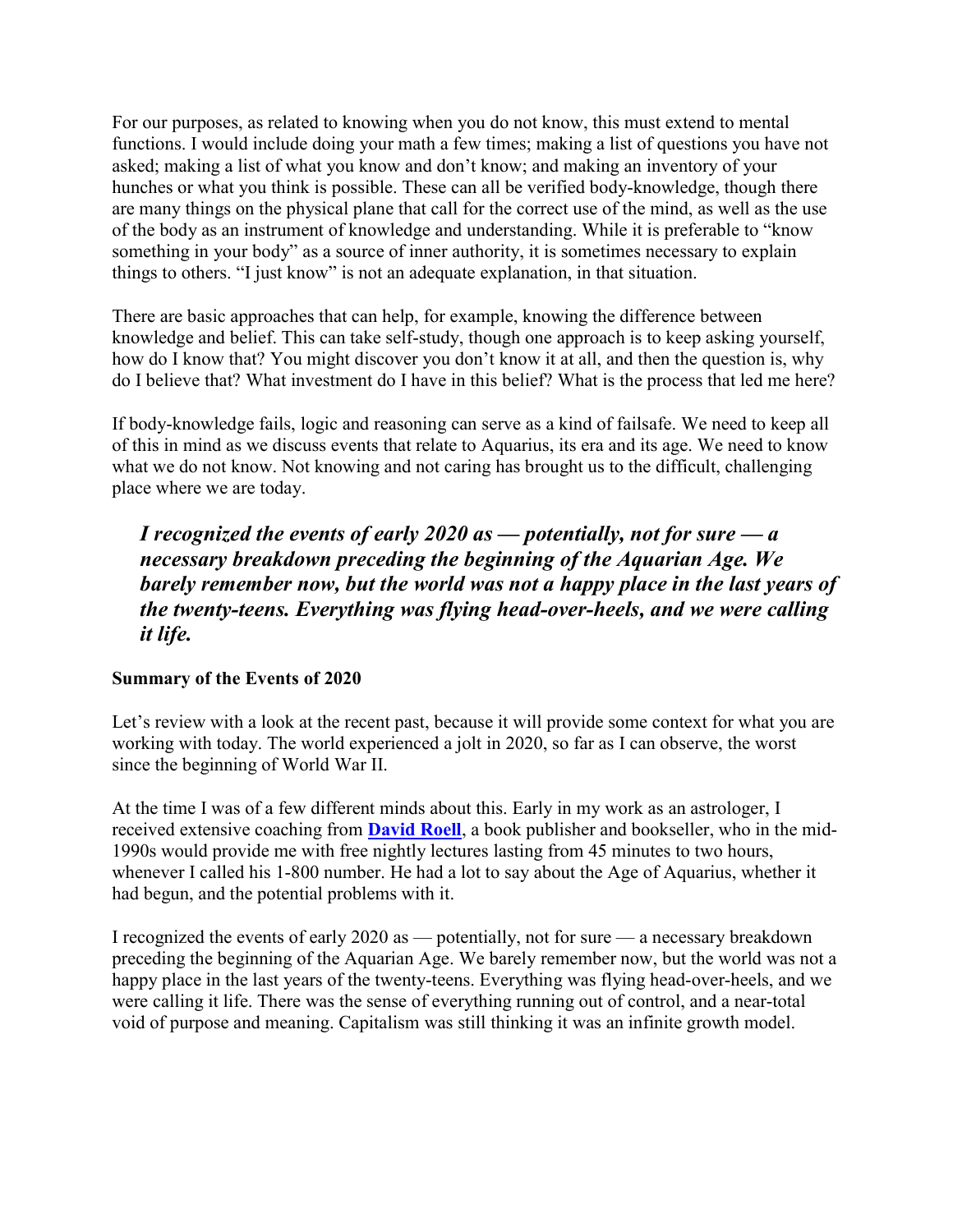For our purposes, as related to knowing when you do not know, this must extend to mental functions. I would include doing your math a few times; making a list of questions you have not asked; making a list of what you know and don't know; and making an inventory of your hunches or what you think is possible. These can all be verified body-knowledge, though there are many things on the physical plane that call for the correct use of the mind, as well as the use of the body as an instrument of knowledge and understanding. While it is preferable to "know something in your body" as a source of inner authority, it is sometimes necessary to explain things to others. "I just know" is not an adequate explanation, in that situation.

There are basic approaches that can help, for example, knowing the difference between knowledge and belief. This can take self-study, though one approach is to keep asking yourself, how do I know that? You might discover you don't know it at all, and then the question is, why do I believe that? What investment do I have in this belief? What is the process that led me here?

If body-knowledge fails, logic and reasoning can serve as a kind of failsafe. We need to keep all of this in mind as we discuss events that relate to Aquarius, its era and its age. We need to know what we do not know. Not knowing and not caring has brought us to the difficult, challenging place where we are today.

> ***I recognized the events of early 2020 as — potentially, not for sure — a necessary breakdown preceding the beginning of the Aquarian Age. We barely remember now, but the world was not a happy place in the last years of the twenty-teens. Everything was flying head-over-heels, and we were calling it life.***

**Summary of the Events of 2020**

Let's review with a look at the recent past, because it will provide some context for what you are working with today. The world experienced a jolt in 2020, so far as I can observe, the worst since the beginning of World War II.

At the time I was of a few different minds about this. Early in my work as an astrologer, I received extensive coaching from **David Roell**, a book publisher and bookseller, who in the mid-1990s would provide me with free nightly lectures lasting from 45 minutes to two hours, whenever I called his 1-800 number. He had a lot to say about the Age of Aquarius, whether it had begun, and the potential problems with it.

I recognized the events of early 2020 as — potentially, not for sure — a necessary breakdown preceding the beginning of the Aquarian Age. We barely remember now, but the world was not a happy place in the last years of the twenty-teens. Everything was flying head-over-heels, and we were calling it life. There was the sense of everything running out of control, and a near-total void of purpose and meaning. Capitalism was still thinking it was an infinite growth model.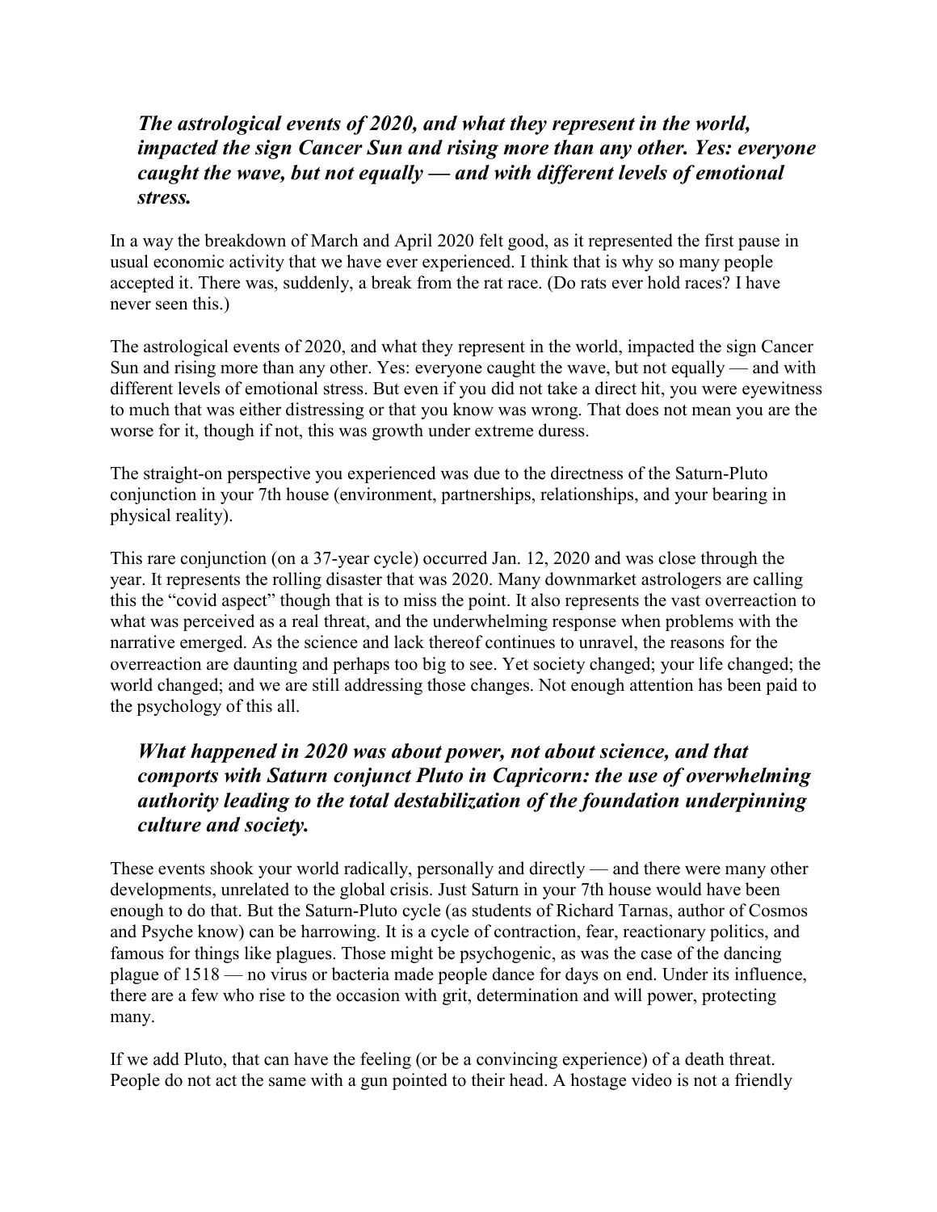### *The astrological events of 2020, and what they represent in the world, impacted the sign Cancer Sun and rising more than any other. Yes: everyone caught the wave, but not equally — and with different levels of emotional stress.*

In a way the breakdown of March and April 2020 felt good, as it represented the first pause in usual economic activity that we have ever experienced. I think that is why so many people accepted it. There was, suddenly, a break from the rat race. (Do rats ever hold races? I have never seen this.)

The astrological events of 2020, and what they represent in the world, impacted the sign Cancer Sun and rising more than any other. Yes: everyone caught the wave, but not equally — and with different levels of emotional stress. But even if you did not take a direct hit, you were eyewitness to much that was either distressing or that you know was wrong. That does not mean you are the worse for it, though if not, this was growth under extreme duress.

The straight-on perspective you experienced was due to the directness of the Saturn-Pluto conjunction in your 7th house (environment, partnerships, relationships, and your bearing in physical reality).

This rare conjunction (on a 37-year cycle) occurred Jan. 12, 2020 and was close through the year. It represents the rolling disaster that was 2020. Many downmarket astrologers are calling this the "covid aspect" though that is to miss the point. It also represents the vast overreaction to what was perceived as a real threat, and the underwhelming response when problems with the narrative emerged. As the science and lack thereof continues to unravel, the reasons for the overreaction are daunting and perhaps too big to see. Yet society changed; your life changed; the world changed; and we are still addressing those changes. Not enough attention has been paid to the psychology of this all.

### *What happened in 2020 was about power, not about science, and that comports with Saturn conjunct Pluto in Capricorn: the use of overwhelming authority leading to the total destabilization of the foundation underpinning culture and society.*

These events shook your world radically, personally and directly — and there were many other developments, unrelated to the global crisis. Just Saturn in your 7th house would have been enough to do that. But the Saturn-Pluto cycle (as students of Richard Tarnas, author of Cosmos and Psyche know) can be harrowing. It is a cycle of contraction, fear, reactionary politics, and famous for things like plagues. Those might be psychogenic, as was the case of the dancing plague of 1518 — no virus or bacteria made people dance for days on end. Under its influence, there are a few who rise to the occasion with grit, determination and will power, protecting many.

If we add Pluto, that can have the feeling (or be a convincing experience) of a death threat. People do not act the same with a gun pointed to their head. A hostage video is not a friendly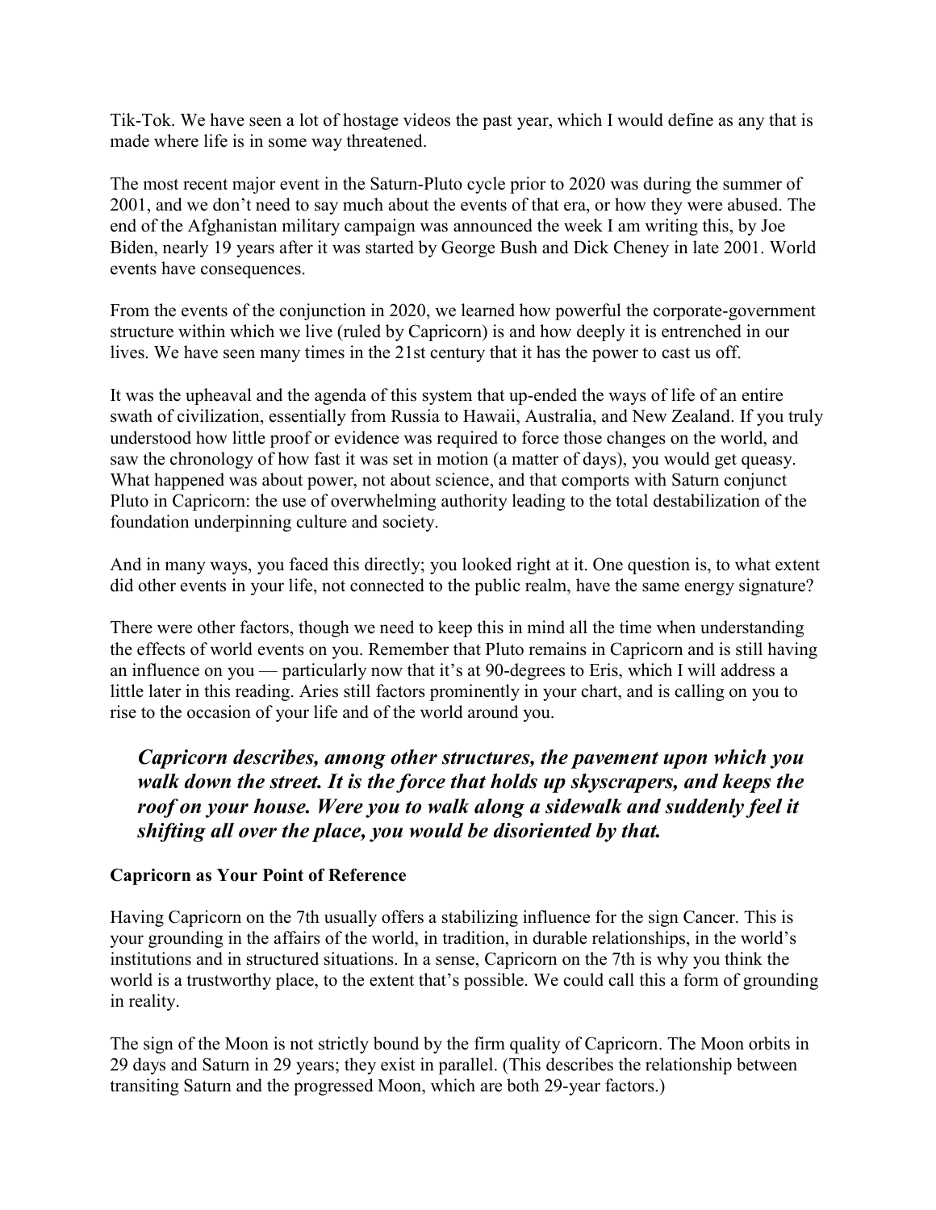Tik-Tok. We have seen a lot of hostage videos the past year, which I would define as any that is made where life is in some way threatened.

The most recent major event in the Saturn-Pluto cycle prior to 2020 was during the summer of 2001, and we don't need to say much about the events of that era, or how they were abused. The end of the Afghanistan military campaign was announced the week I am writing this, by Joe Biden, nearly 19 years after it was started by George Bush and Dick Cheney in late 2001. World events have consequences.

From the events of the conjunction in 2020, we learned how powerful the corporate-government structure within which we live (ruled by Capricorn) is and how deeply it is entrenched in our lives. We have seen many times in the 21st century that it has the power to cast us off.

It was the upheaval and the agenda of this system that up-ended the ways of life of an entire swath of civilization, essentially from Russia to Hawaii, Australia, and New Zealand. If you truly understood how little proof or evidence was required to force those changes on the world, and saw the chronology of how fast it was set in motion (a matter of days), you would get queasy. What happened was about power, not about science, and that comports with Saturn conjunct Pluto in Capricorn: the use of overwhelming authority leading to the total destabilization of the foundation underpinning culture and society.

And in many ways, you faced this directly; you looked right at it. One question is, to what extent did other events in your life, not connected to the public realm, have the same energy signature?

There were other factors, though we need to keep this in mind all the time when understanding the effects of world events on you. Remember that Pluto remains in Capricorn and is still having an influence on you — particularly now that it's at 90-degrees to Eris, which I will address a little later in this reading. Aries still factors prominently in your chart, and is calling on you to rise to the occasion of your life and of the world around you.

> ***Capricorn describes, among other structures, the pavement upon which you walk down the street. It is the force that holds up skyscrapers, and keeps the roof on your house. Were you to walk along a sidewalk and suddenly feel it shifting all over the place, you would be disoriented by that.***

**Capricorn as Your Point of Reference**

Having Capricorn on the 7th usually offers a stabilizing influence for the sign Cancer. This is your grounding in the affairs of the world, in tradition, in durable relationships, in the world's institutions and in structured situations. In a sense, Capricorn on the 7th is why you think the world is a trustworthy place, to the extent that's possible. We could call this a form of grounding in reality.

The sign of the Moon is not strictly bound by the firm quality of Capricorn. The Moon orbits in 29 days and Saturn in 29 years; they exist in parallel. (This describes the relationship between transiting Saturn and the progressed Moon, which are both 29-year factors.)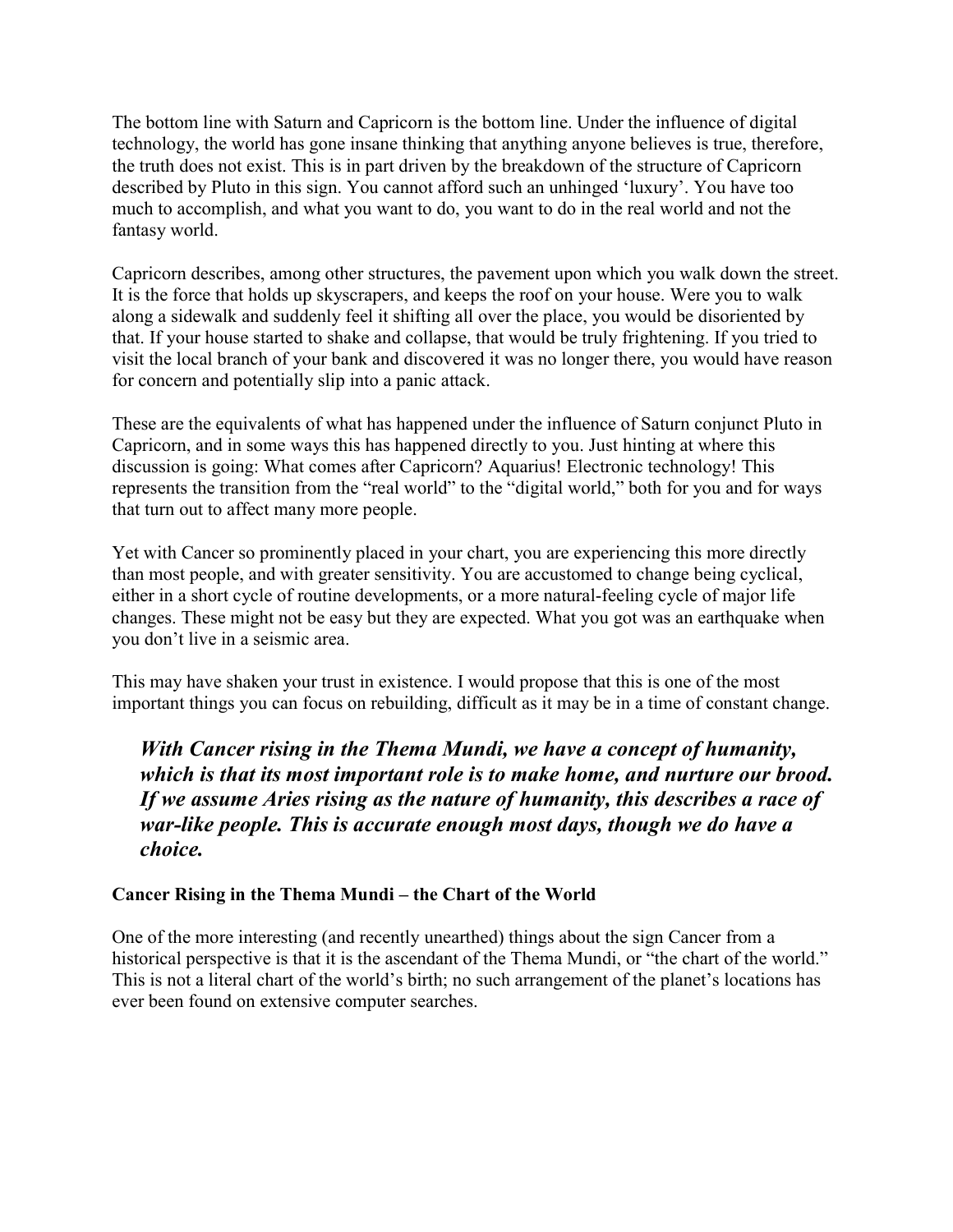The bottom line with Saturn and Capricorn is the bottom line. Under the influence of digital technology, the world has gone insane thinking that anything anyone believes is true, therefore, the truth does not exist. This is in part driven by the breakdown of the structure of Capricorn described by Pluto in this sign. You cannot afford such an unhinged 'luxury'. You have too much to accomplish, and what you want to do, you want to do in the real world and not the fantasy world.

Capricorn describes, among other structures, the pavement upon which you walk down the street. It is the force that holds up skyscrapers, and keeps the roof on your house. Were you to walk along a sidewalk and suddenly feel it shifting all over the place, you would be disoriented by that. If your house started to shake and collapse, that would be truly frightening. If you tried to visit the local branch of your bank and discovered it was no longer there, you would have reason for concern and potentially slip into a panic attack.

These are the equivalents of what has happened under the influence of Saturn conjunct Pluto in Capricorn, and in some ways this has happened directly to you. Just hinting at where this discussion is going: What comes after Capricorn? Aquarius! Electronic technology! This represents the transition from the "real world" to the "digital world," both for you and for ways that turn out to affect many more people.

Yet with Cancer so prominently placed in your chart, you are experiencing this more directly than most people, and with greater sensitivity. You are accustomed to change being cyclical, either in a short cycle of routine developments, or a more natural-feeling cycle of major life changes. These might not be easy but they are expected. What you got was an earthquake when you don't live in a seismic area.

This may have shaken your trust in existence. I would propose that this is one of the most important things you can focus on rebuilding, difficult as it may be in a time of constant change.

> ***With Cancer rising in the Thema Mundi, we have a concept of humanity, which is that its most important role is to make home, and nurture our brood. If we assume Aries rising as the nature of humanity, this describes a race of war-like people. This is accurate enough most days, though we do have a choice.***

**Cancer Rising in the Thema Mundi – the Chart of the World**

One of the more interesting (and recently unearthed) things about the sign Cancer from a historical perspective is that it is the ascendant of the Thema Mundi, or "the chart of the world." This is not a literal chart of the world's birth; no such arrangement of the planet's locations has ever been found on extensive computer searches.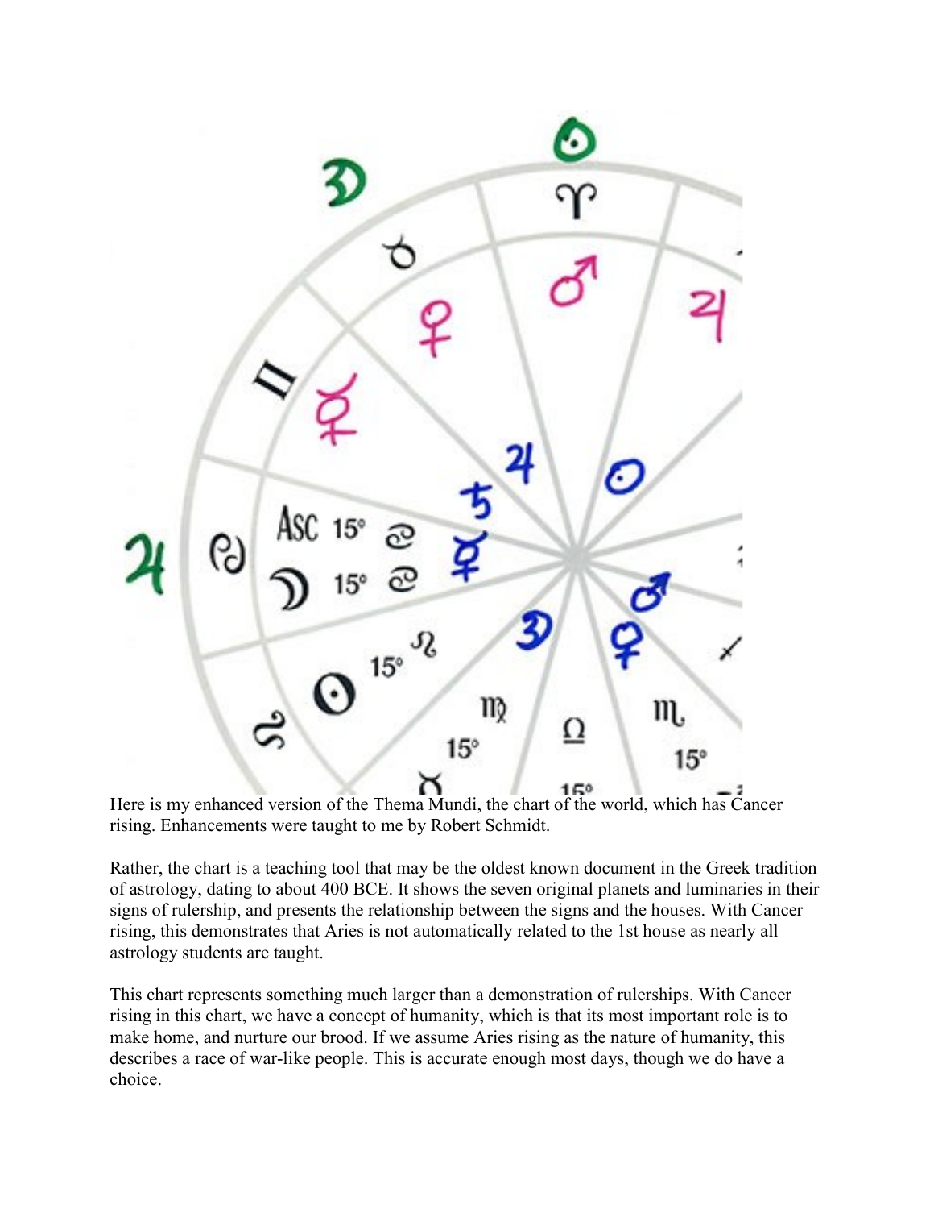Here is my enhanced version of the Thema Mundi, the chart of the world, which has Cancer rising. Enhancements were taught to me by Robert Schmidt.

Rather, the chart is a teaching tool that may be the oldest known document in the Greek tradition of astrology, dating to about 400 BCE. It shows the seven original planets and luminaries in their signs of rulership, and presents the relationship between the signs and the houses. With Cancer rising, this demonstrates that Aries is not automatically related to the 1st house as nearly all astrology students are taught.

This chart represents something much larger than a demonstration of rulerships. With Cancer rising in this chart, we have a concept of humanity, which is that its most important role is to make home, and nurture our brood. If we assume Aries rising as the nature of humanity, this describes a race of war-like people. This is accurate enough most days, though we do have a choice.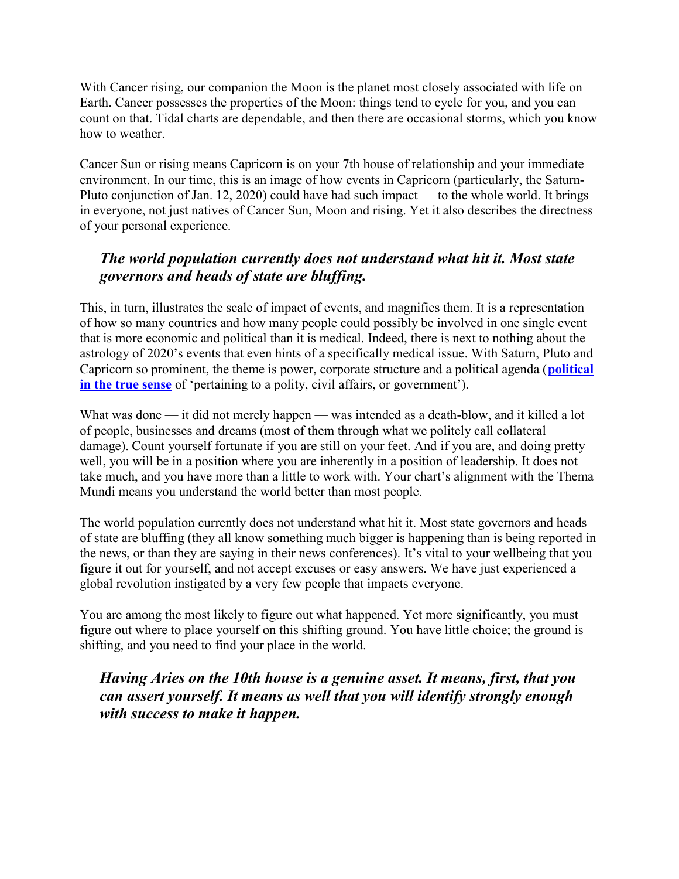With Cancer rising, our companion the Moon is the planet most closely associated with life on Earth. Cancer possesses the properties of the Moon: things tend to cycle for you, and you can count on that. Tidal charts are dependable, and then there are occasional storms, which you know how to weather.

Cancer Sun or rising means Capricorn is on your 7th house of relationship and your immediate environment. In our time, this is an image of how events in Capricorn (particularly, the Saturn-Pluto conjunction of Jan. 12, 2020) could have had such impact — to the whole world. It brings in everyone, not just natives of Cancer Sun, Moon and rising. Yet it also describes the directness of your personal experience.

> ***The world population currently does not understand what hit it. Most state governors and heads of state are bluffing.***

This, in turn, illustrates the scale of impact of events, and magnifies them. It is a representation of how so many countries and how many people could possibly be involved in one single event that is more economic and political than it is medical. Indeed, there is next to nothing about the astrology of 2020's events that even hints of a specifically medical issue. With Saturn, Pluto and Capricorn so prominent, the theme is power, corporate structure and a political agenda (**political in the true sense** of 'pertaining to a polity, civil affairs, or government').

What was done — it did not merely happen — was intended as a death-blow, and it killed a lot of people, businesses and dreams (most of them through what we politely call collateral damage). Count yourself fortunate if you are still on your feet. And if you are, and doing pretty well, you will be in a position where you are inherently in a position of leadership. It does not take much, and you have more than a little to work with. Your chart's alignment with the Thema Mundi means you understand the world better than most people.

The world population currently does not understand what hit it. Most state governors and heads of state are bluffing (they all know something much bigger is happening than is being reported in the news, or than they are saying in their news conferences). It's vital to your wellbeing that you figure it out for yourself, and not accept excuses or easy answers. We have just experienced a global revolution instigated by a very few people that impacts everyone.

You are among the most likely to figure out what happened. Yet more significantly, you must figure out where to place yourself on this shifting ground. You have little choice; the ground is shifting, and you need to find your place in the world.

> ***Having Aries on the 10th house is a genuine asset. It means, first, that you can assert yourself. It means as well that you will identify strongly enough with success to make it happen.***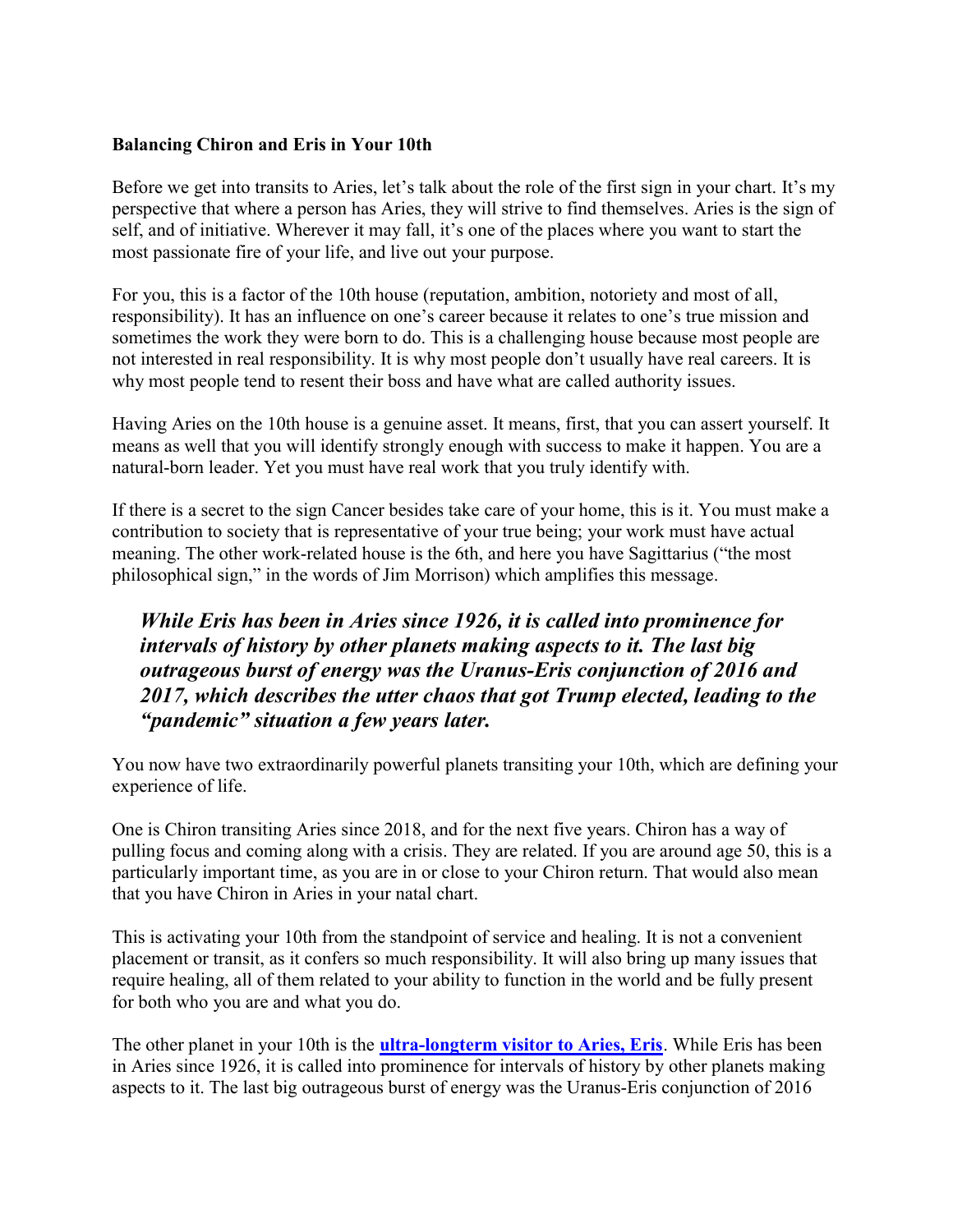**Balancing Chiron and Eris in Your 10th**

Before we get into transits to Aries, let's talk about the role of the first sign in your chart. It's my perspective that where a person has Aries, they will strive to find themselves. Aries is the sign of self, and of initiative. Wherever it may fall, it's one of the places where you want to start the most passionate fire of your life, and live out your purpose.

For you, this is a factor of the 10th house (reputation, ambition, notoriety and most of all, responsibility). It has an influence on one's career because it relates to one's true mission and sometimes the work they were born to do. This is a challenging house because most people are not interested in real responsibility. It is why most people don't usually have real careers. It is why most people tend to resent their boss and have what are called authority issues.

Having Aries on the 10th house is a genuine asset. It means, first, that you can assert yourself. It means as well that you will identify strongly enough with success to make it happen. You are a natural-born leader. Yet you must have real work that you truly identify with.

If there is a secret to the sign Cancer besides take care of your home, this is it. You must make a contribution to society that is representative of your true being; your work must have actual meaning. The other work-related house is the 6th, and here you have Sagittarius ("the most philosophical sign," in the words of Jim Morrison) which amplifies this message.

> ***While Eris has been in Aries since 1926, it is called into prominence for intervals of history by other planets making aspects to it. The last big outrageous burst of energy was the Uranus-Eris conjunction of 2016 and 2017, which describes the utter chaos that got Trump elected, leading to the "pandemic" situation a few years later.***

You now have two extraordinarily powerful planets transiting your 10th, which are defining your experience of life.

One is Chiron transiting Aries since 2018, and for the next five years. Chiron has a way of pulling focus and coming along with a crisis. They are related. If you are around age 50, this is a particularly important time, as you are in or close to your Chiron return. That would also mean that you have Chiron in Aries in your natal chart.

This is activating your 10th from the standpoint of service and healing. It is not a convenient placement or transit, as it confers so much responsibility. It will also bring up many issues that require healing, all of them related to your ability to function in the world and be fully present for both who you are and what you do.

The other planet in your 10th is the **ultra-longterm visitor to Aries, Eris**. While Eris has been in Aries since 1926, it is called into prominence for intervals of history by other planets making aspects to it. The last big outrageous burst of energy was the Uranus-Eris conjunction of 2016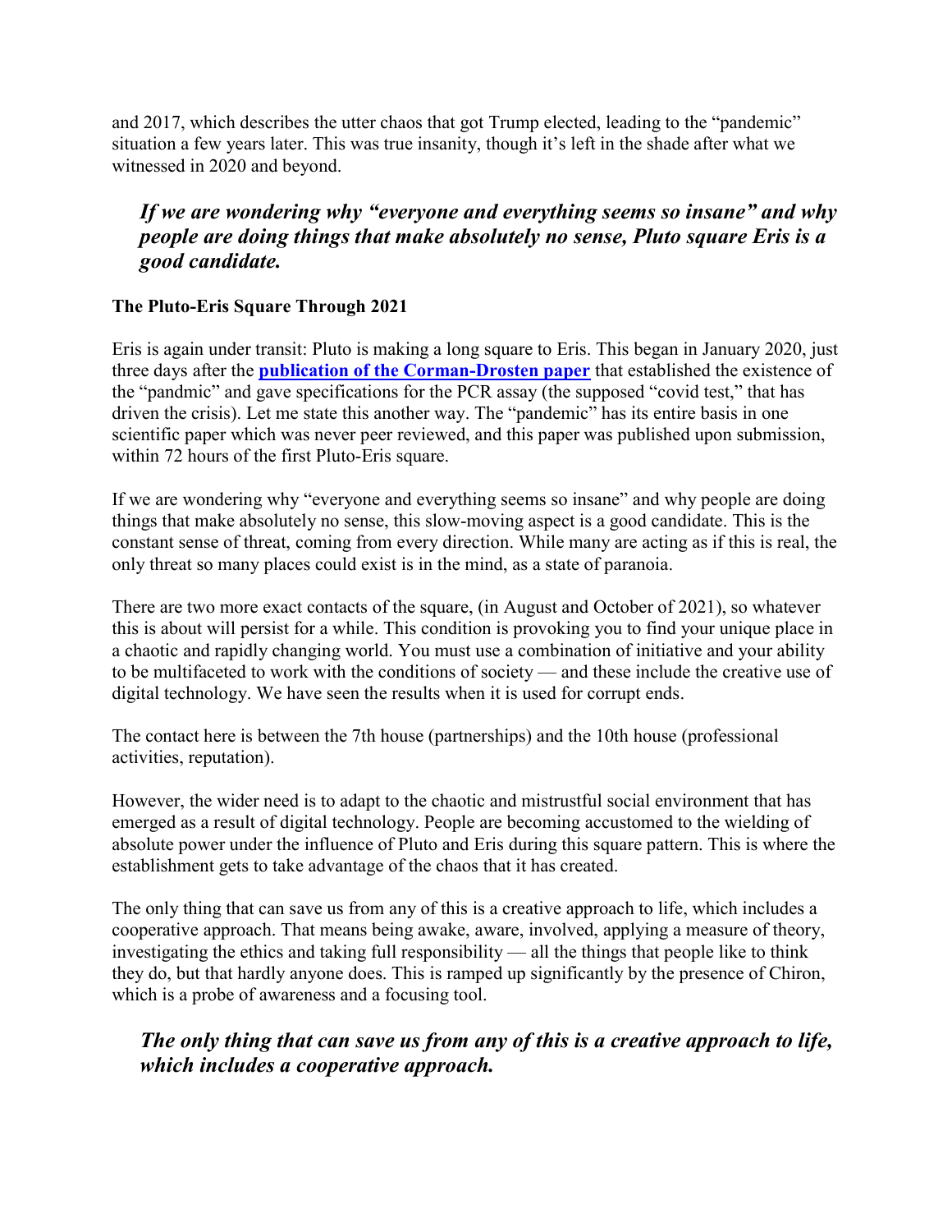and 2017, which describes the utter chaos that got Trump elected, leading to the "pandemic" situation a few years later. This was true insanity, though it's left in the shade after what we witnessed in 2020 and beyond.

> ***If we are wondering why "everyone and everything seems so insane" and why people are doing things that make absolutely no sense, Pluto square Eris is a good candidate.***

**The Pluto-Eris Square Through 2021**

Eris is again under transit: Pluto is making a long square to Eris. This began in January 2020, just three days after the **publication of the Corman-Drosten paper** that established the existence of the "pandmic" and gave specifications for the PCR assay (the supposed "covid test," that has driven the crisis). Let me state this another way. The "pandemic" has its entire basis in one scientific paper which was never peer reviewed, and this paper was published upon submission, within 72 hours of the first Pluto-Eris square.

If we are wondering why "everyone and everything seems so insane" and why people are doing things that make absolutely no sense, this slow-moving aspect is a good candidate. This is the constant sense of threat, coming from every direction. While many are acting as if this is real, the only threat so many places could exist is in the mind, as a state of paranoia.

There are two more exact contacts of the square, (in August and October of 2021), so whatever this is about will persist for a while. This condition is provoking you to find your unique place in a chaotic and rapidly changing world. You must use a combination of initiative and your ability to be multifaceted to work with the conditions of society — and these include the creative use of digital technology. We have seen the results when it is used for corrupt ends.

The contact here is between the 7th house (partnerships) and the 10th house (professional activities, reputation).

However, the wider need is to adapt to the chaotic and mistrustful social environment that has emerged as a result of digital technology. People are becoming accustomed to the wielding of absolute power under the influence of Pluto and Eris during this square pattern. This is where the establishment gets to take advantage of the chaos that it has created.

The only thing that can save us from any of this is a creative approach to life, which includes a cooperative approach. That means being awake, aware, involved, applying a measure of theory, investigating the ethics and taking full responsibility — all the things that people like to think they do, but that hardly anyone does. This is ramped up significantly by the presence of Chiron, which is a probe of awareness and a focusing tool.

> ***The only thing that can save us from any of this is a creative approach to life, which includes a cooperative approach.***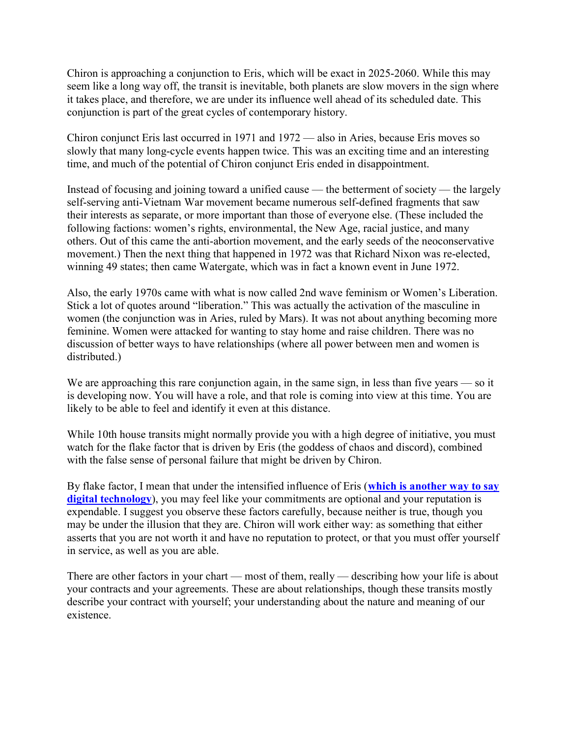Chiron is approaching a conjunction to Eris, which will be exact in 2025-2060. While this may seem like a long way off, the transit is inevitable, both planets are slow movers in the sign where it takes place, and therefore, we are under its influence well ahead of its scheduled date. This conjunction is part of the great cycles of contemporary history.

Chiron conjunct Eris last occurred in 1971 and 1972 — also in Aries, because Eris moves so slowly that many long-cycle events happen twice. This was an exciting time and an interesting time, and much of the potential of Chiron conjunct Eris ended in disappointment.

Instead of focusing and joining toward a unified cause — the betterment of society — the largely self-serving anti-Vietnam War movement became numerous self-defined fragments that saw their interests as separate, or more important than those of everyone else. (These included the following factions: women's rights, environmental, the New Age, racial justice, and many others. Out of this came the anti-abortion movement, and the early seeds of the neoconservative movement.) Then the next thing that happened in 1972 was that Richard Nixon was re-elected, winning 49 states; then came Watergate, which was in fact a known event in June 1972.

Also, the early 1970s came with what is now called 2nd wave feminism or Women's Liberation. Stick a lot of quotes around "liberation." This was actually the activation of the masculine in women (the conjunction was in Aries, ruled by Mars). It was not about anything becoming more feminine. Women were attacked for wanting to stay home and raise children. There was no discussion of better ways to have relationships (where all power between men and women is distributed.)

We are approaching this rare conjunction again, in the same sign, in less than five years — so it is developing now. You will have a role, and that role is coming into view at this time. You are likely to be able to feel and identify it even at this distance.

While 10th house transits might normally provide you with a high degree of initiative, you must watch for the flake factor that is driven by Eris (the goddess of chaos and discord), combined with the false sense of personal failure that might be driven by Chiron.

By flake factor, I mean that under the intensified influence of Eris (**which is another way to say digital technology**), you may feel like your commitments are optional and your reputation is expendable. I suggest you observe these factors carefully, because neither is true, though you may be under the illusion that they are. Chiron will work either way: as something that either asserts that you are not worth it and have no reputation to protect, or that you must offer yourself in service, as well as you are able.

There are other factors in your chart — most of them, really — describing how your life is about your contracts and your agreements. These are about relationships, though these transits mostly describe your contract with yourself; your understanding about the nature and meaning of our existence.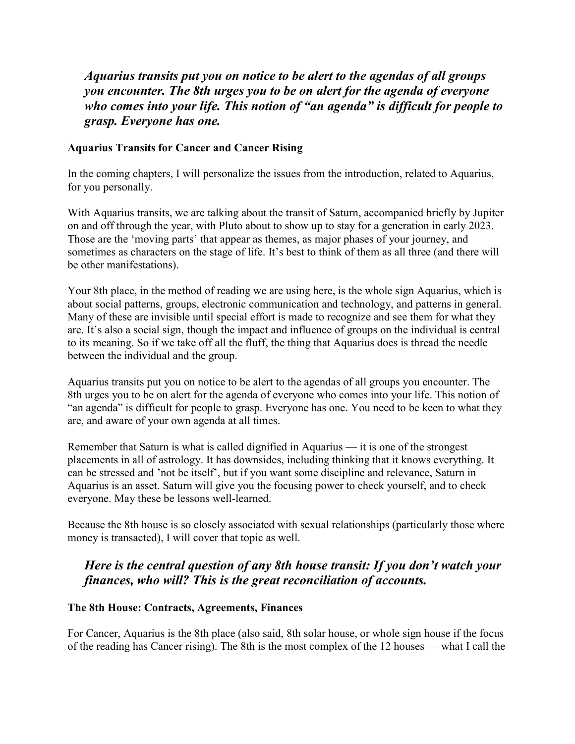### *Aquarius transits put you on notice to be alert to the agendas of all groups you encounter. The 8th urges you to be on alert for the agenda of everyone who comes into your life. This notion of "an agenda" is difficult for people to grasp. Everyone has one.*

**Aquarius Transits for Cancer and Cancer Rising**

In the coming chapters, I will personalize the issues from the introduction, related to Aquarius, for you personally.

With Aquarius transits, we are talking about the transit of Saturn, accompanied briefly by Jupiter on and off through the year, with Pluto about to show up to stay for a generation in early 2023. Those are the 'moving parts' that appear as themes, as major phases of your journey, and sometimes as characters on the stage of life. It's best to think of them as all three (and there will be other manifestations).

Your 8th place, in the method of reading we are using here, is the whole sign Aquarius, which is about social patterns, groups, electronic communication and technology, and patterns in general. Many of these are invisible until special effort is made to recognize and see them for what they are. It's also a social sign, though the impact and influence of groups on the individual is central to its meaning. So if we take off all the fluff, the thing that Aquarius does is thread the needle between the individual and the group.

Aquarius transits put you on notice to be alert to the agendas of all groups you encounter. The 8th urges you to be on alert for the agenda of everyone who comes into your life. This notion of "an agenda" is difficult for people to grasp. Everyone has one. You need to be keen to what they are, and aware of your own agenda at all times.

Remember that Saturn is what is called dignified in Aquarius — it is one of the strongest placements in all of astrology. It has downsides, including thinking that it knows everything. It can be stressed and 'not be itself', but if you want some discipline and relevance, Saturn in Aquarius is an asset. Saturn will give you the focusing power to check yourself, and to check everyone. May these be lessons well-learned.

Because the 8th house is so closely associated with sexual relationships (particularly those where money is transacted), I will cover that topic as well.

### *Here is the central question of any 8th house transit: If you don't watch your finances, who will? This is the great reconciliation of accounts.*

**The 8th House: Contracts, Agreements, Finances**

For Cancer, Aquarius is the 8th place (also said, 8th solar house, or whole sign house if the focus of the reading has Cancer rising). The 8th is the most complex of the 12 houses — what I call the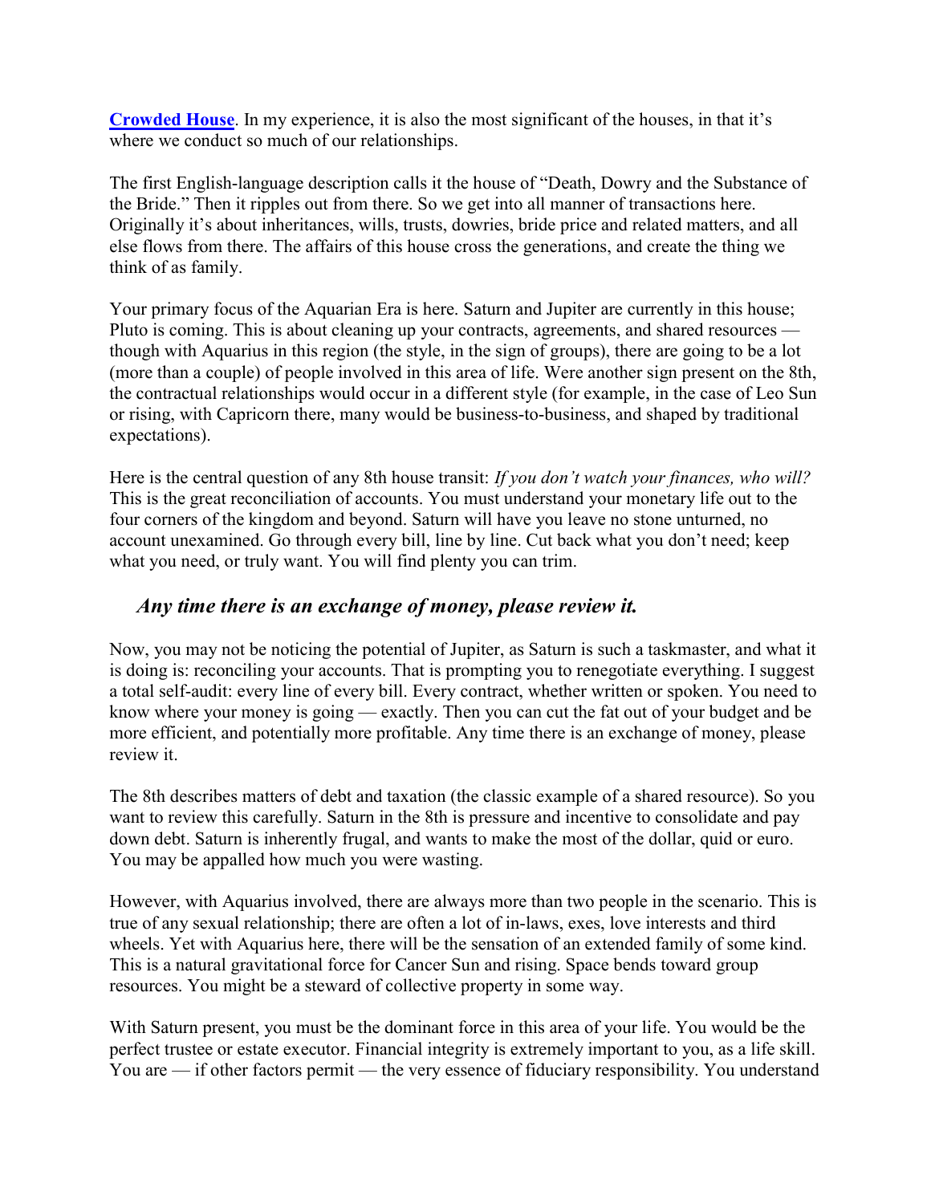**Crowded House**. In my experience, it is also the most significant of the houses, in that it's where we conduct so much of our relationships.

The first English-language description calls it the house of "Death, Dowry and the Substance of the Bride." Then it ripples out from there. So we get into all manner of transactions here. Originally it's about inheritances, wills, trusts, dowries, bride price and related matters, and all else flows from there. The affairs of this house cross the generations, and create the thing we think of as family.

Your primary focus of the Aquarian Era is here. Saturn and Jupiter are currently in this house; Pluto is coming. This is about cleaning up your contracts, agreements, and shared resources — though with Aquarius in this region (the style, in the sign of groups), there are going to be a lot (more than a couple) of people involved in this area of life. Were another sign present on the 8th, the contractual relationships would occur in a different style (for example, in the case of Leo Sun or rising, with Capricorn there, many would be business-to-business, and shaped by traditional expectations).

Here is the central question of any 8th house transit: *If you don't watch your finances, who will?* This is the great reconciliation of accounts. You must understand your monetary life out to the four corners of the kingdom and beyond. Saturn will have you leave no stone unturned, no account unexamined. Go through every bill, line by line. Cut back what you don't need; keep what you need, or truly want. You will find plenty you can trim.

### *Any time there is an exchange of money, please review it.*

Now, you may not be noticing the potential of Jupiter, as Saturn is such a taskmaster, and what it is doing is: reconciling your accounts. That is prompting you to renegotiate everything. I suggest a total self-audit: every line of every bill. Every contract, whether written or spoken. You need to know where your money is going — exactly. Then you can cut the fat out of your budget and be more efficient, and potentially more profitable. Any time there is an exchange of money, please review it.

The 8th describes matters of debt and taxation (the classic example of a shared resource). So you want to review this carefully. Saturn in the 8th is pressure and incentive to consolidate and pay down debt. Saturn is inherently frugal, and wants to make the most of the dollar, quid or euro. You may be appalled how much you were wasting.

However, with Aquarius involved, there are always more than two people in the scenario. This is true of any sexual relationship; there are often a lot of in-laws, exes, love interests and third wheels. Yet with Aquarius here, there will be the sensation of an extended family of some kind. This is a natural gravitational force for Cancer Sun and rising. Space bends toward group resources. You might be a steward of collective property in some way.

With Saturn present, you must be the dominant force in this area of your life. You would be the perfect trustee or estate executor. Financial integrity is extremely important to you, as a life skill. You are — if other factors permit — the very essence of fiduciary responsibility. You understand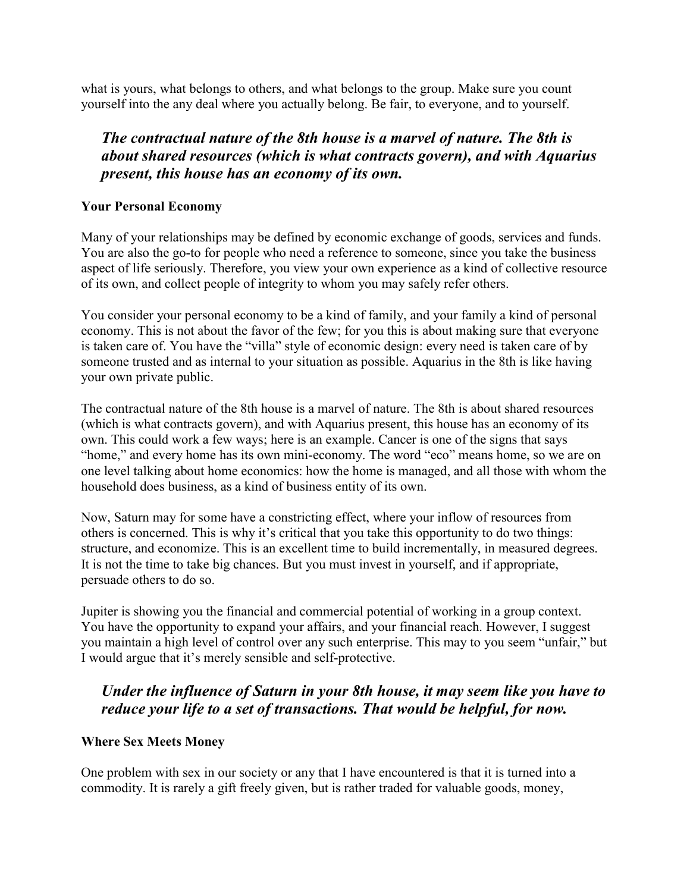what is yours, what belongs to others, and what belongs to the group. Make sure you count yourself into the any deal where you actually belong. Be fair, to everyone, and to yourself.

> ***The contractual nature of the 8th house is a marvel of nature. The 8th is about shared resources (which is what contracts govern), and with Aquarius present, this house has an economy of its own.***

**Your Personal Economy**

Many of your relationships may be defined by economic exchange of goods, services and funds. You are also the go-to for people who need a reference to someone, since you take the business aspect of life seriously. Therefore, you view your own experience as a kind of collective resource of its own, and collect people of integrity to whom you may safely refer others.

You consider your personal economy to be a kind of family, and your family a kind of personal economy. This is not about the favor of the few; for you this is about making sure that everyone is taken care of. You have the "villa" style of economic design: every need is taken care of by someone trusted and as internal to your situation as possible. Aquarius in the 8th is like having your own private public.

The contractual nature of the 8th house is a marvel of nature. The 8th is about shared resources (which is what contracts govern), and with Aquarius present, this house has an economy of its own. This could work a few ways; here is an example. Cancer is one of the signs that says "home," and every home has its own mini-economy. The word "eco" means home, so we are on one level talking about home economics: how the home is managed, and all those with whom the household does business, as a kind of business entity of its own.

Now, Saturn may for some have a constricting effect, where your inflow of resources from others is concerned. This is why it's critical that you take this opportunity to do two things: structure, and economize. This is an excellent time to build incrementally, in measured degrees. It is not the time to take big chances. But you must invest in yourself, and if appropriate, persuade others to do so.

Jupiter is showing you the financial and commercial potential of working in a group context. You have the opportunity to expand your affairs, and your financial reach. However, I suggest you maintain a high level of control over any such enterprise. This may to you seem "unfair," but I would argue that it's merely sensible and self-protective.

> ***Under the influence of Saturn in your 8th house, it may seem like you have to reduce your life to a set of transactions. That would be helpful, for now.***

**Where Sex Meets Money**

One problem with sex in our society or any that I have encountered is that it is turned into a commodity. It is rarely a gift freely given, but is rather traded for valuable goods, money,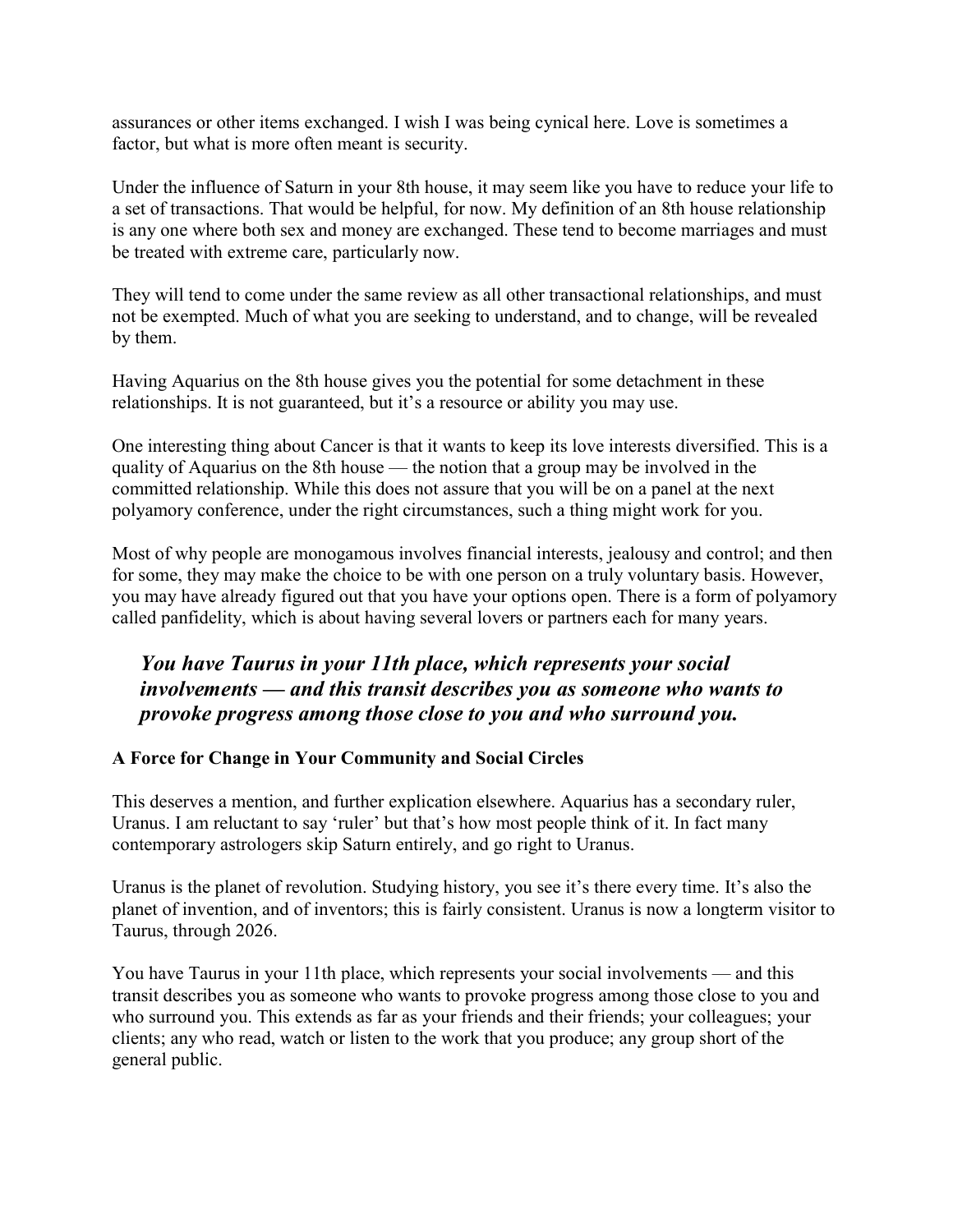assurances or other items exchanged. I wish I was being cynical here. Love is sometimes a factor, but what is more often meant is security.

Under the influence of Saturn in your 8th house, it may seem like you have to reduce your life to a set of transactions. That would be helpful, for now. My definition of an 8th house relationship is any one where both sex and money are exchanged. These tend to become marriages and must be treated with extreme care, particularly now.

They will tend to come under the same review as all other transactional relationships, and must not be exempted. Much of what you are seeking to understand, and to change, will be revealed by them.

Having Aquarius on the 8th house gives you the potential for some detachment in these relationships. It is not guaranteed, but it's a resource or ability you may use.

One interesting thing about Cancer is that it wants to keep its love interests diversified. This is a quality of Aquarius on the 8th house — the notion that a group may be involved in the committed relationship. While this does not assure that you will be on a panel at the next polyamory conference, under the right circumstances, such a thing might work for you.

Most of why people are monogamous involves financial interests, jealousy and control; and then for some, they may make the choice to be with one person on a truly voluntary basis. However, you may have already figured out that you have your options open. There is a form of polyamory called panfidelity, which is about having several lovers or partners each for many years.

> ***You have Taurus in your 11th place, which represents your social involvements — and this transit describes you as someone who wants to provoke progress among those close to you and who surround you.***

**A Force for Change in Your Community and Social Circles**

This deserves a mention, and further explication elsewhere. Aquarius has a secondary ruler, Uranus. I am reluctant to say 'ruler' but that's how most people think of it. In fact many contemporary astrologers skip Saturn entirely, and go right to Uranus.

Uranus is the planet of revolution. Studying history, you see it's there every time. It's also the planet of invention, and of inventors; this is fairly consistent. Uranus is now a longterm visitor to Taurus, through 2026.

You have Taurus in your 11th place, which represents your social involvements — and this transit describes you as someone who wants to provoke progress among those close to you and who surround you. This extends as far as your friends and their friends; your colleagues; your clients; any who read, watch or listen to the work that you produce; any group short of the general public.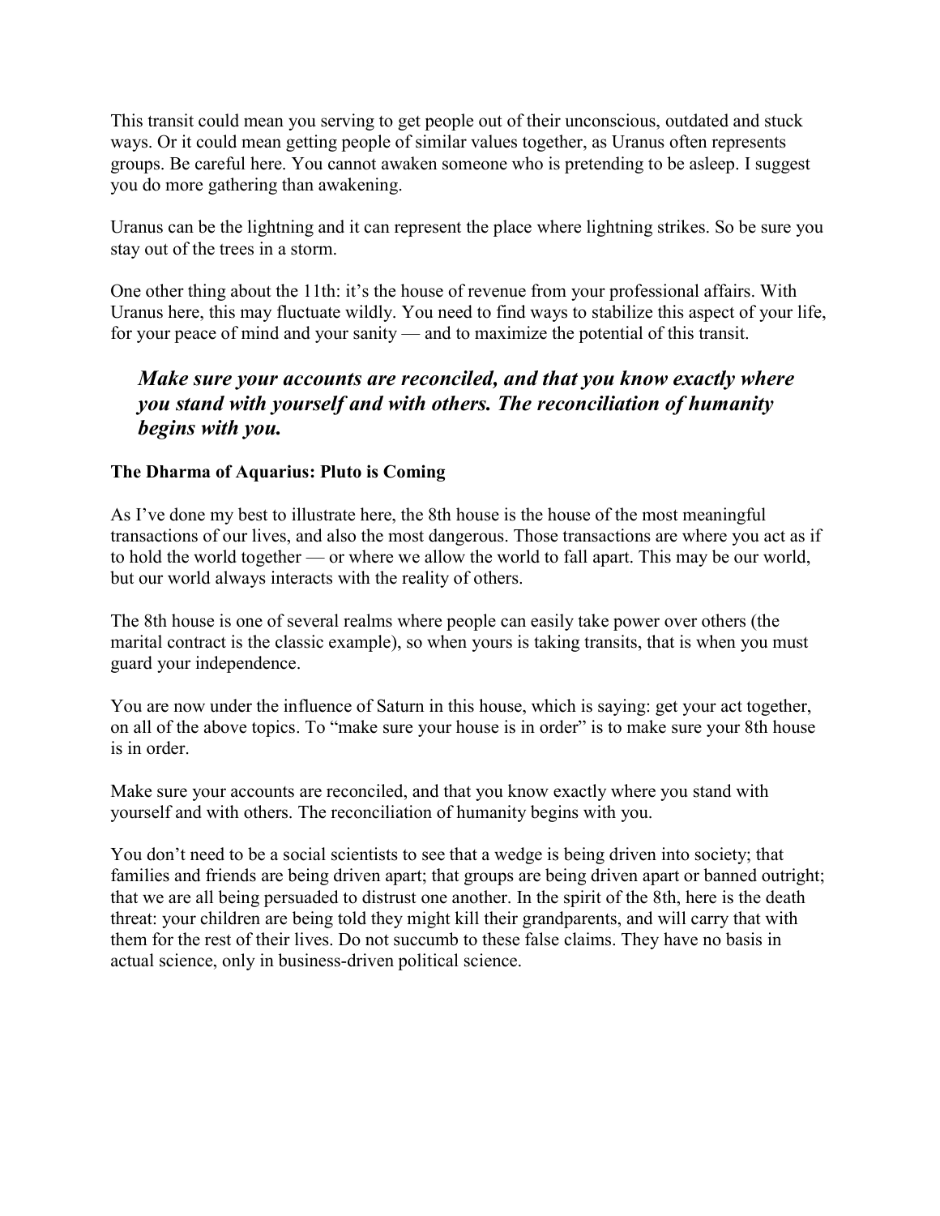This transit could mean you serving to get people out of their unconscious, outdated and stuck ways. Or it could mean getting people of similar values together, as Uranus often represents groups. Be careful here. You cannot awaken someone who is pretending to be asleep. I suggest you do more gathering than awakening.

Uranus can be the lightning and it can represent the place where lightning strikes. So be sure you stay out of the trees in a storm.

One other thing about the 11th: it's the house of revenue from your professional affairs. With Uranus here, this may fluctuate wildly. You need to find ways to stabilize this aspect of your life, for your peace of mind and your sanity — and to maximize the potential of this transit.

> ***Make sure your accounts are reconciled, and that you know exactly where you stand with yourself and with others. The reconciliation of humanity begins with you.***

**The Dharma of Aquarius: Pluto is Coming**

As I've done my best to illustrate here, the 8th house is the house of the most meaningful transactions of our lives, and also the most dangerous. Those transactions are where you act as if to hold the world together — or where we allow the world to fall apart. This may be our world, but our world always interacts with the reality of others.

The 8th house is one of several realms where people can easily take power over others (the marital contract is the classic example), so when yours is taking transits, that is when you must guard your independence.

You are now under the influence of Saturn in this house, which is saying: get your act together, on all of the above topics. To "make sure your house is in order" is to make sure your 8th house is in order.

Make sure your accounts are reconciled, and that you know exactly where you stand with yourself and with others. The reconciliation of humanity begins with you.

You don't need to be a social scientists to see that a wedge is being driven into society; that families and friends are being driven apart; that groups are being driven apart or banned outright; that we are all being persuaded to distrust one another. In the spirit of the 8th, here is the death threat: your children are being told they might kill their grandparents, and will carry that with them for the rest of their lives. Do not succumb to these false claims. They have no basis in actual science, only in business-driven political science.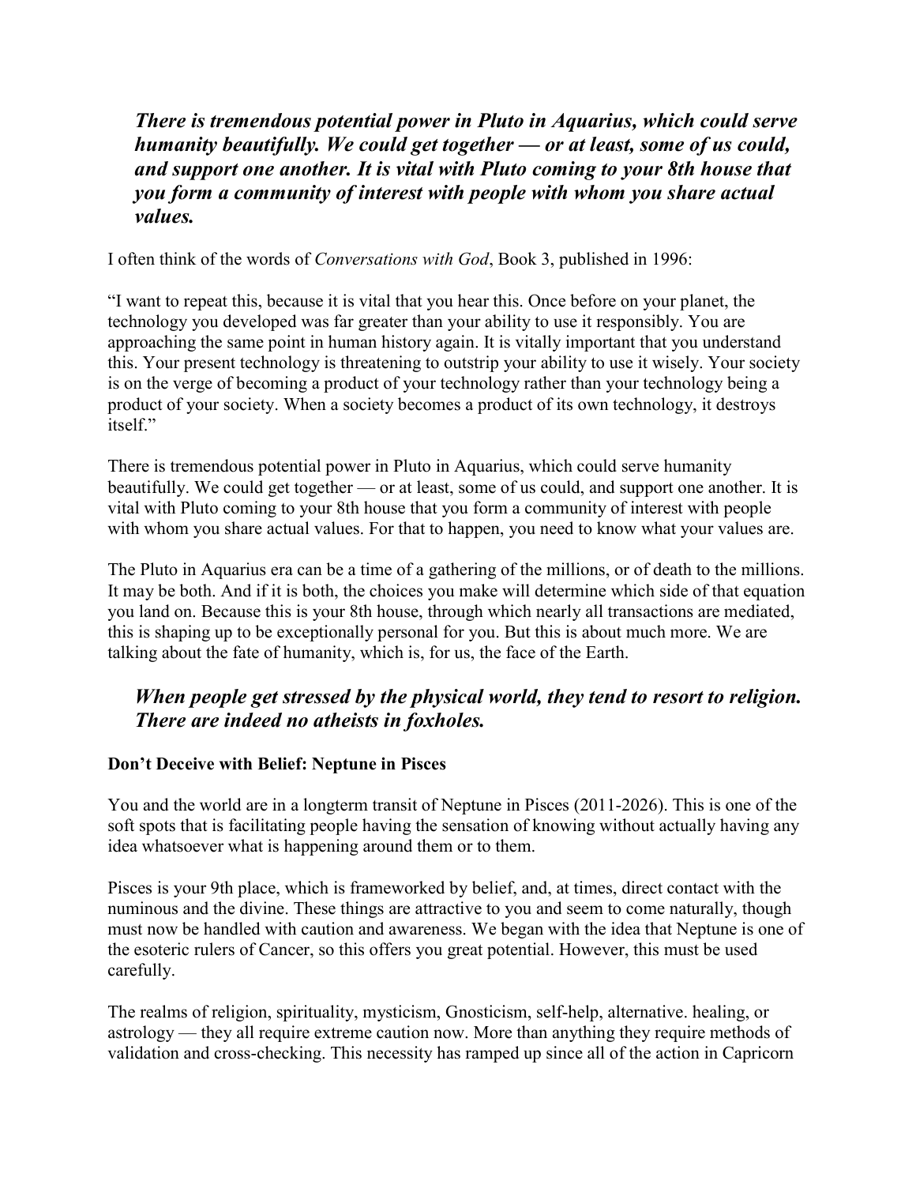***There is tremendous potential power in Pluto in Aquarius, which could serve humanity beautifully. We could get together — or at least, some of us could, and support one another. It is vital with Pluto coming to your 8th house that you form a community of interest with people with whom you share actual values.***

I often think of the words of *Conversations with God*, Book 3, published in 1996:

"I want to repeat this, because it is vital that you hear this. Once before on your planet, the technology you developed was far greater than your ability to use it responsibly. You are approaching the same point in human history again. It is vitally important that you understand this. Your present technology is threatening to outstrip your ability to use it wisely. Your society is on the verge of becoming a product of your technology rather than your technology being a product of your society. When a society becomes a product of its own technology, it destroys itself."

There is tremendous potential power in Pluto in Aquarius, which could serve humanity beautifully. We could get together — or at least, some of us could, and support one another. It is vital with Pluto coming to your 8th house that you form a community of interest with people with whom you share actual values. For that to happen, you need to know what your values are.

The Pluto in Aquarius era can be a time of a gathering of the millions, or of death to the millions. It may be both. And if it is both, the choices you make will determine which side of that equation you land on. Because this is your 8th house, through which nearly all transactions are mediated, this is shaping up to be exceptionally personal for you. But this is about much more. We are talking about the fate of humanity, which is, for us, the face of the Earth.

***When people get stressed by the physical world, they tend to resort to religion. There are indeed no atheists in foxholes.***

**Don't Deceive with Belief: Neptune in Pisces**

You and the world are in a longterm transit of Neptune in Pisces (2011-2026). This is one of the soft spots that is facilitating people having the sensation of knowing without actually having any idea whatsoever what is happening around them or to them.

Pisces is your 9th place, which is frameworked by belief, and, at times, direct contact with the numinous and the divine. These things are attractive to you and seem to come naturally, though must now be handled with caution and awareness. We began with the idea that Neptune is one of the esoteric rulers of Cancer, so this offers you great potential. However, this must be used carefully.

The realms of religion, spirituality, mysticism, Gnosticism, self-help, alternative. healing, or astrology — they all require extreme caution now. More than anything they require methods of validation and cross-checking. This necessity has ramped up since all of the action in Capricorn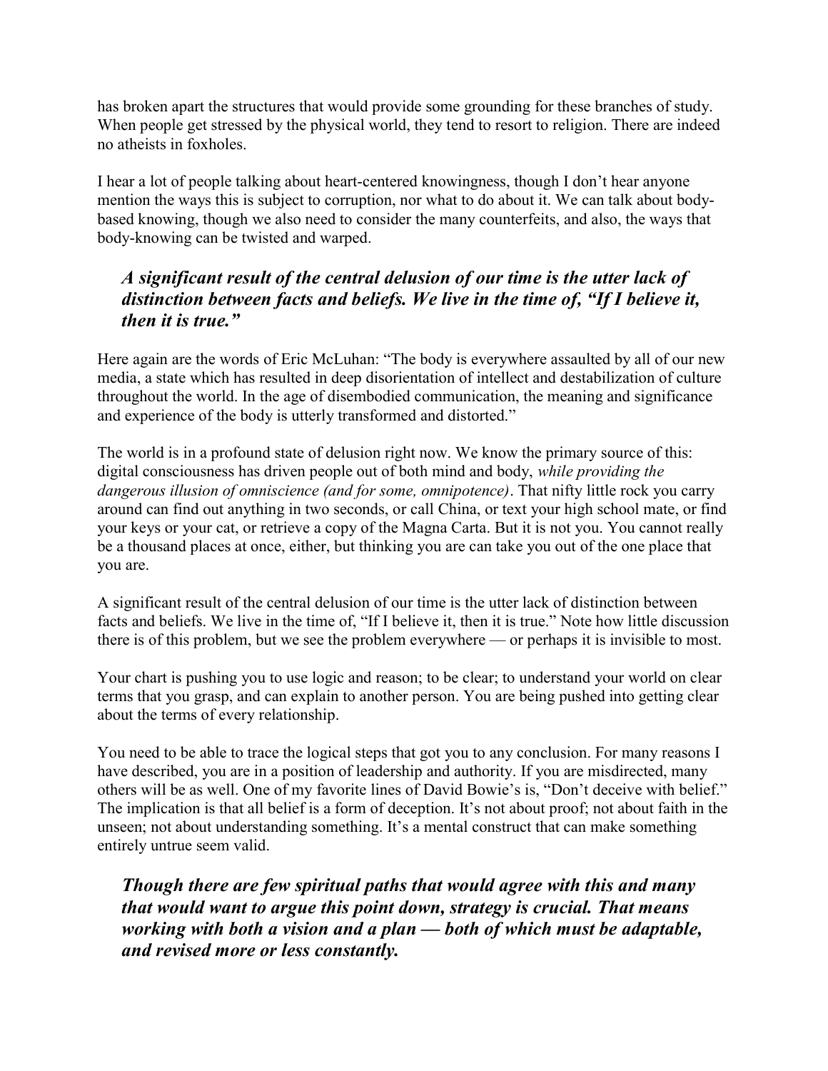has broken apart the structures that would provide some grounding for these branches of study. When people get stressed by the physical world, they tend to resort to religion. There are indeed no atheists in foxholes.

I hear a lot of people talking about heart-centered knowingness, though I don't hear anyone mention the ways this is subject to corruption, nor what to do about it. We can talk about body-based knowing, though we also need to consider the many counterfeits, and also, the ways that body-knowing can be twisted and warped.

> ***A significant result of the central delusion of our time is the utter lack of distinction between facts and beliefs. We live in the time of, "If I believe it, then it is true."***

Here again are the words of Eric McLuhan: "The body is everywhere assaulted by all of our new media, a state which has resulted in deep disorientation of intellect and destabilization of culture throughout the world. In the age of disembodied communication, the meaning and significance and experience of the body is utterly transformed and distorted."

The world is in a profound state of delusion right now. We know the primary source of this: digital consciousness has driven people out of both mind and body, *while providing the dangerous illusion of omniscience (and for some, omnipotence)*. That nifty little rock you carry around can find out anything in two seconds, or call China, or text your high school mate, or find your keys or your cat, or retrieve a copy of the Magna Carta. But it is not you. You cannot really be a thousand places at once, either, but thinking you are can take you out of the one place that you are.

A significant result of the central delusion of our time is the utter lack of distinction between facts and beliefs. We live in the time of, "If I believe it, then it is true." Note how little discussion there is of this problem, but we see the problem everywhere — or perhaps it is invisible to most.

Your chart is pushing you to use logic and reason; to be clear; to understand your world on clear terms that you grasp, and can explain to another person. You are being pushed into getting clear about the terms of every relationship.

You need to be able to trace the logical steps that got you to any conclusion. For many reasons I have described, you are in a position of leadership and authority. If you are misdirected, many others will be as well. One of my favorite lines of David Bowie's is, "Don't deceive with belief." The implication is that all belief is a form of deception. It's not about proof; not about faith in the unseen; not about understanding something. It's a mental construct that can make something entirely untrue seem valid.

> ***Though there are few spiritual paths that would agree with this and many that would want to argue this point down, strategy is crucial. That means working with both a vision and a plan — both of which must be adaptable, and revised more or less constantly.***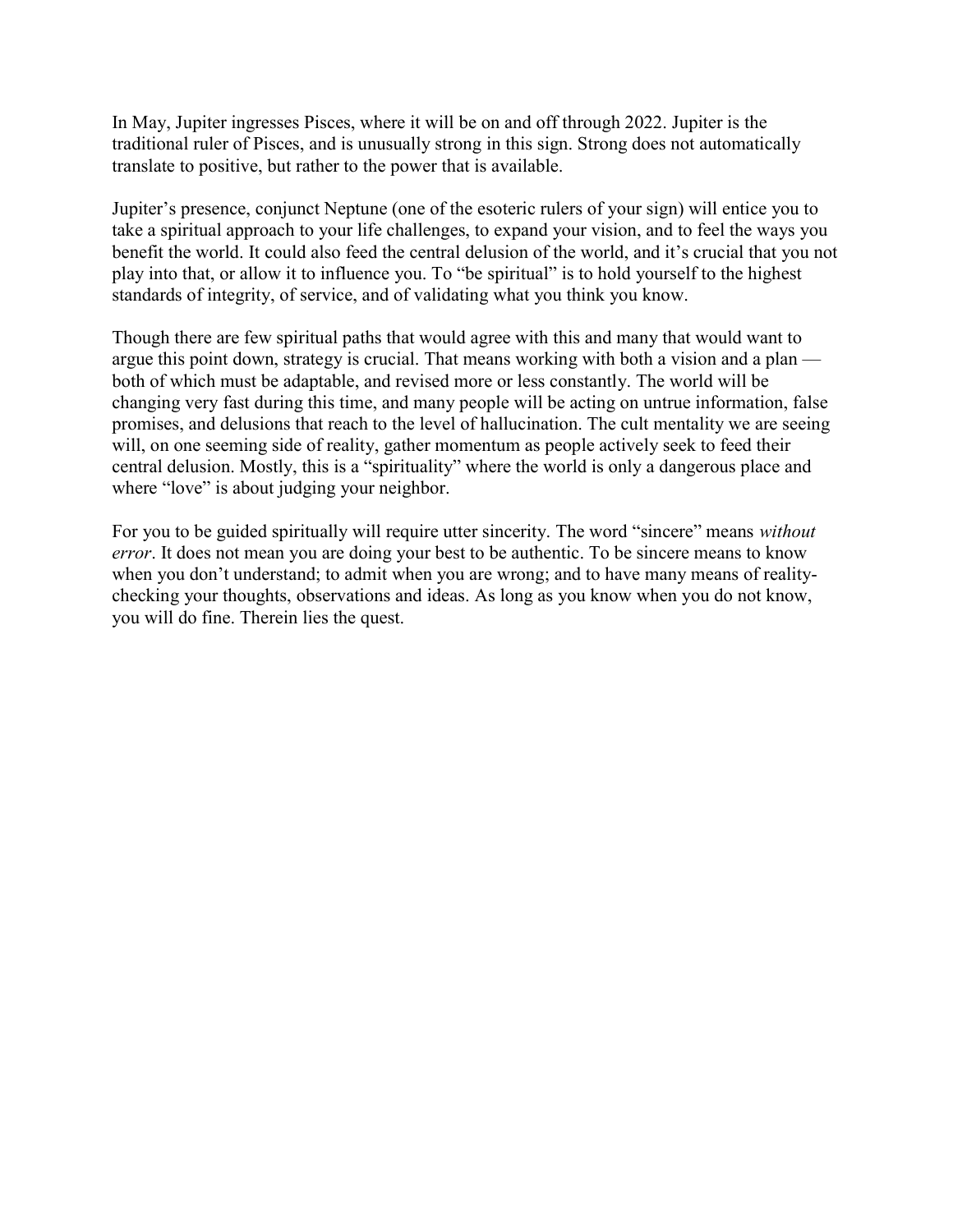In May, Jupiter ingresses Pisces, where it will be on and off through 2022. Jupiter is the traditional ruler of Pisces, and is unusually strong in this sign. Strong does not automatically translate to positive, but rather to the power that is available.

Jupiter's presence, conjunct Neptune (one of the esoteric rulers of your sign) will entice you to take a spiritual approach to your life challenges, to expand your vision, and to feel the ways you benefit the world. It could also feed the central delusion of the world, and it's crucial that you not play into that, or allow it to influence you. To "be spiritual" is to hold yourself to the highest standards of integrity, of service, and of validating what you think you know.

Though there are few spiritual paths that would agree with this and many that would want to argue this point down, strategy is crucial. That means working with both a vision and a plan — both of which must be adaptable, and revised more or less constantly. The world will be changing very fast during this time, and many people will be acting on untrue information, false promises, and delusions that reach to the level of hallucination. The cult mentality we are seeing will, on one seeming side of reality, gather momentum as people actively seek to feed their central delusion. Mostly, this is a "spirituality" where the world is only a dangerous place and where "love" is about judging your neighbor.

For you to be guided spiritually will require utter sincerity. The word "sincere" means *without error*. It does not mean you are doing your best to be authentic. To be sincere means to know when you don't understand; to admit when you are wrong; and to have many means of reality-checking your thoughts, observations and ideas. As long as you know when you do not know, you will do fine. Therein lies the quest.